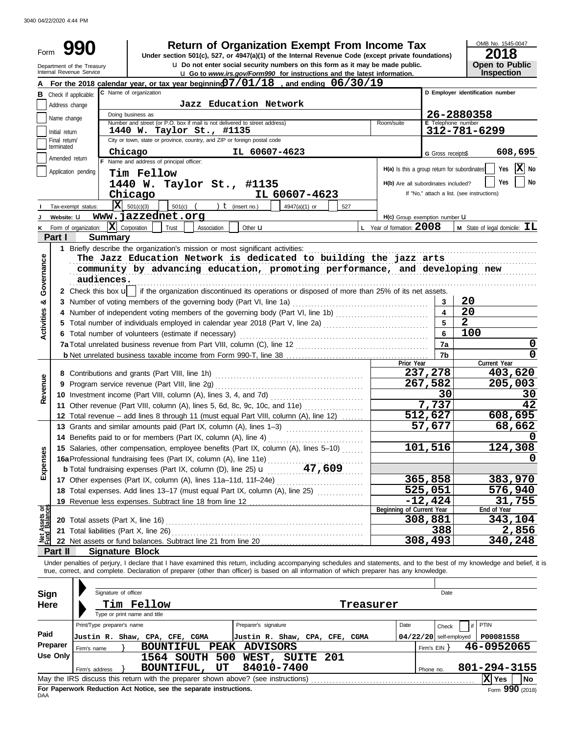3040 04/22/2020 4:44 PM

Form **990**

Department of the Treasury
Internal Revenue Service

# Return of Organization Exempt From Income Tax

**Under section 501(c), 527, or 4947(a)(1) of the Internal Revenue Code (except private foundations)**

u Do not enter social security numbers on this form as it may be made public.

u Go to *www.irs.gov/Form990* for instructions and the latest information.

OMB No. 1545-0047

**2018**

**Open to Public Inspection**

**A** For the 2018 calendar year, or tax year beginning 07/01/18, and ending 06/30/19

**B** Check if applicable: Address change / Name change / Initial return / Final return/terminated / Amended return / Application pending

**C** Name of organization: **Jazz Education Network**

Doing business as

Number and street (or P.O. box if mail is not delivered to street address): **1440 W. Taylor St., #1135** Room/suite

City or town, state or province, country, and ZIP or foreign postal code: **Chicago IL 60607-4623**

**D** Employer identification number: **26-2880358**

**E** Telephone number: **312-781-6299**

**G** Gross receipts$ **608,695**

**F** Name and address of principal officer:
Tim Fellow
1440 W. Taylor St., #1135
Chicago IL 60607-4623

H(a) Is this a group return for subordinates? Yes [ ] No [X]

H(b) Are all subordinates included? Yes [ ] No [ ]
If "No," attach a list. (see instructions)

**I** Tax-exempt status: [X] 501(c)(3) [ ] 501(c) ( ) t (insert no.) [ ] 4947(a)(1) or [ ] 527

**J** Website: u **www.jazzednet.org**

H(c) Group exemption number u

**K** Form of organization: [X] Corporation [ ] Trust [ ] Association [ ] Other u

**L** Year of formation: **2008**

**M** State of legal domicile: **IL**

## Part I Summary

**Activities & Governance**

1 Briefly describe the organization's mission or most significant activities:
The Jazz Education Network is dedicated to building the jazz arts community by advancing education, promoting performance, and developing new audiences.

2 Check this box u [ ] if the organization discontinued its operations or disposed of more than 25% of its net assets.

| | | |
|---|---|---|
| 3 Number of voting members of the governing body (Part VI, line 1a) | 3 | 20 |
| 4 Number of independent voting members of the governing body (Part VI, line 1b) | 4 | 20 |
| 5 Total number of individuals employed in calendar year 2018 (Part V, line 2a) | 5 | 2 |
| 6 Total number of volunteers (estimate if necessary) | 6 | 100 |
| 7a Total unrelated business revenue from Part VIII, column (C), line 12 | 7a | 0 |
| b Net unrelated business taxable income from Form 990-T, line 38 | 7b | 0 |

| | Prior Year | Current Year |
|---|---|---|
| **Revenue** | | |
| 8 Contributions and grants (Part VIII, line 1h) | 237,278 | 403,620 |
| 9 Program service revenue (Part VIII, line 2g) | 267,582 | 205,003 |
| 10 Investment income (Part VIII, column (A), lines 3, 4, and 7d) | 30 | 30 |
| 11 Other revenue (Part VIII, column (A), lines 5, 6d, 8c, 9c, 10c, and 11e) | 7,737 | 42 |
| 12 Total revenue – add lines 8 through 11 (must equal Part VIII, column (A), line 12) | 512,627 | 608,695 |
| **Expenses** | | |
| 13 Grants and similar amounts paid (Part IX, column (A), lines 1–3) | 57,677 | 68,662 |
| 14 Benefits paid to or for members (Part IX, column (A), line 4) | | 0 |
| 15 Salaries, other compensation, employee benefits (Part IX, column (A), lines 5–10) | 101,516 | 124,308 |
| 16a Professional fundraising fees (Part IX, column (A), line 11e) | | 0 |
| b Total fundraising expenses (Part IX, column (D), line 25) u 47,609 | | |
| 17 Other expenses (Part IX, column (A), lines 11a–11d, 11f–24e) | 365,858 | 383,970 |
| 18 Total expenses. Add lines 13–17 (must equal Part IX, column (A), line 25) | 525,051 | 576,940 |
| 19 Revenue less expenses. Subtract line 18 from line 12 | -12,424 | 31,755 |
| **Net Assets or Fund Balances** | **Beginning of Current Year** | **End of Year** |
| 20 Total assets (Part X, line 16) | 308,881 | 343,104 |
| 21 Total liabilities (Part X, line 26) | 388 | 2,856 |
| 22 Net assets or fund balances. Subtract line 21 from line 20 | 308,493 | 340,248 |

## Part II Signature Block

Under penalties of perjury, I declare that I have examined this return, including accompanying schedules and statements, and to the best of my knowledge and belief, it is true, correct, and complete. Declaration of preparer (other than officer) is based on all information of which preparer has any knowledge.

**Sign Here**

Signature of officer | Date

Tim Fellow, Treasurer
Type or print name and title

**Paid Preparer Use Only**

| Print/Type preparer's name | Preparer's signature | Date | Check [ ] if self-employed | PTIN |
|---|---|---|---|---|
| Justin R. Shaw, CPA, CFE, CGMA | Justin R. Shaw, CPA, CFE, CGMA | 04/22/20 | | P00081558 |

Firm's name } BOUNTIFUL PEAK ADVISORS — Firm's EIN } 46-0952065

Firm's address } 1564 SOUTH 500 WEST, SUITE 201, BOUNTIFUL, UT 84010-7400 — Phone no. 801-294-3155

May the IRS discuss this return with the preparer shown above? (see instructions) [X] Yes [ ] No

**For Paperwork Reduction Act Notice, see the separate instructions.**

DAA

Form **990** (2018)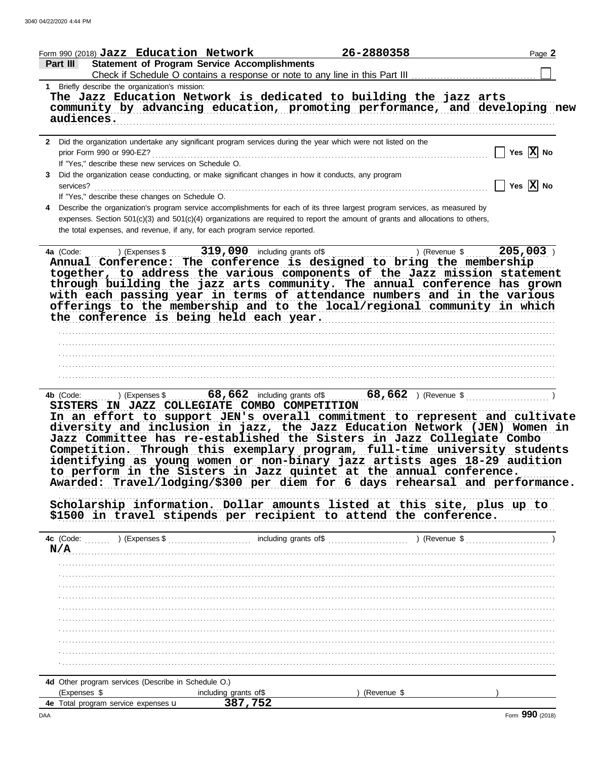Form 990 (2018) **Jazz Education Network** **26-2880358** Page **2**

## Part III Statement of Program Service Accomplishments

Check if Schedule O contains a response or note to any line in this Part III ☐

**1** Briefly describe the organization's mission:

**The Jazz Education Network is dedicated to building the jazz arts community by advancing education, promoting performance, and developing new audiences.**

**2** Did the organization undertake any significant program services during the year which were not listed on the prior Form 990 or 990-EZ? ☐ Yes ☒ No

If "Yes," describe these new services on Schedule O.

**3** Did the organization cease conducting, or make significant changes in how it conducts, any program services? ☐ Yes ☒ No

If "Yes," describe these changes on Schedule O.

**4** Describe the organization's program service accomplishments for each of its three largest program services, as measured by expenses. Section 501(c)(3) and 501(c)(4) organizations are required to report the amount of grants and allocations to others, the total expenses, and revenue, if any, for each program service reported.

**4a** (Code: ) (Expenses $ **319,090** including grants of$ ) (Revenue $ **205,003** )

**Annual Conference: The conference is designed to bring the membership together, to address the various components of the Jazz mission statement through building the jazz arts community. The annual conference has grown with each passing year in terms of attendance numbers and in the various offerings to the membership and to the local/regional community in which the conference is being held each year.**

**4b** (Code: ) (Expenses $ **68,662** including grants of$ **68,662** ) (Revenue $ )

**SISTERS IN JAZZ COLLEGIATE COMBO COMPETITION**

**In an effort to support JEN's overall commitment to represent and cultivate diversity and inclusion in jazz, the Jazz Education Network (JEN) Women in Jazz Committee has re-established the Sisters in Jazz Collegiate Combo Competition. Through this exemplary program, full-time university students identifying as young women or non-binary jazz artists ages 18-29 audition to perform in the Sisters in Jazz quintet at the annual conference. Awarded: Travel/lodging/$300 per diem for 6 days rehearsal and performance.**

**Scholarship information. Dollar amounts listed at this site, plus up to $1500 in travel stipends per recipient to attend the conference.**

**4c** (Code: ) (Expenses $ including grants of$ ) (Revenue $ )

**N/A**

**4d** Other program services (Describe in Schedule O.)

(Expenses $ including grants of$ ) (Revenue $ )

**4e** Total program service expenses **387,752**

Form **990** (2018)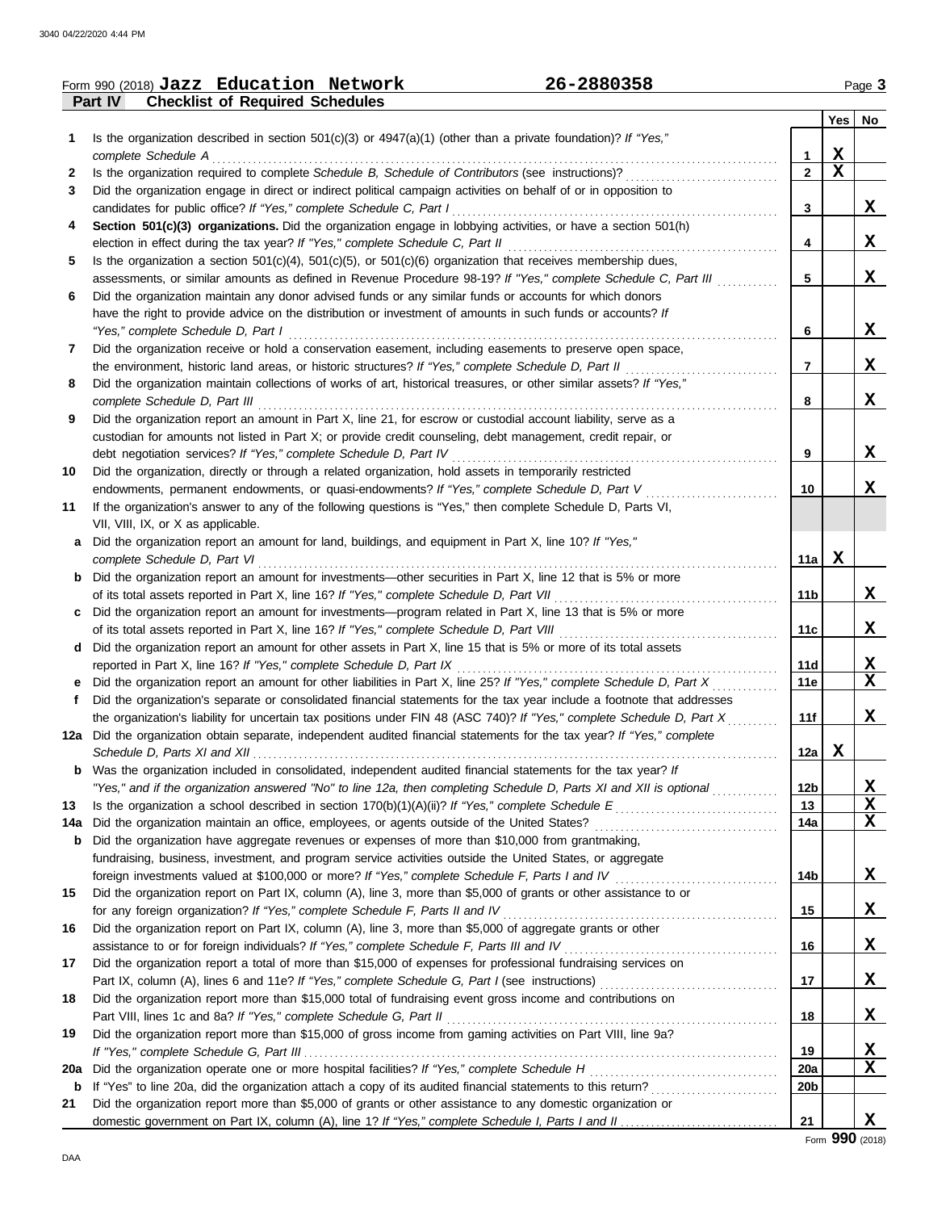Form 990 (2018) **Jazz Education Network** **26-2880358**

**Part IV Checklist of Required Schedules**

| | | | Yes | No |
|---|---|---|---|---|
| **1** | Is the organization described in section 501(c)(3) or 4947(a)(1) (other than a private foundation)? *If "Yes," complete Schedule A* | **1** | X | |
| **2** | Is the organization required to complete *Schedule B, Schedule of Contributors* (see instructions)? | **2** | X | |
| **3** | Did the organization engage in direct or indirect political campaign activities on behalf of or in opposition to candidates for public office? *If "Yes," complete Schedule C, Part I* | **3** | | X |
| **4** | **Section 501(c)(3) organizations.** Did the organization engage in lobbying activities, or have a section 501(h) election in effect during the tax year? *If "Yes," complete Schedule C, Part II* | **4** | | X |
| **5** | Is the organization a section 501(c)(4), 501(c)(5), or 501(c)(6) organization that receives membership dues, assessments, or similar amounts as defined in Revenue Procedure 98-19? *If "Yes," complete Schedule C, Part III* | **5** | | X |
| **6** | Did the organization maintain any donor advised funds or any similar funds or accounts for which donors have the right to provide advice on the distribution or investment of amounts in such funds or accounts? *If "Yes," complete Schedule D, Part I* | **6** | | X |
| **7** | Did the organization receive or hold a conservation easement, including easements to preserve open space, the environment, historic land areas, or historic structures? *If "Yes," complete Schedule D, Part II* | **7** | | X |
| **8** | Did the organization maintain collections of works of art, historical treasures, or other similar assets? *If "Yes," complete Schedule D, Part III* | **8** | | X |
| **9** | Did the organization report an amount in Part X, line 21, for escrow or custodial account liability, serve as a custodian for amounts not listed in Part X; or provide credit counseling, debt management, credit repair, or debt negotiation services? *If "Yes," complete Schedule D, Part IV* | **9** | | X |
| **10** | Did the organization, directly or through a related organization, hold assets in temporarily restricted endowments, permanent endowments, or quasi-endowments? *If "Yes," complete Schedule D, Part V* | **10** | | X |
| **11** | If the organization's answer to any of the following questions is "Yes," then complete Schedule D, Parts VI, VII, VIII, IX, or X as applicable. | | | |
| **a** | Did the organization report an amount for land, buildings, and equipment in Part X, line 10? *If "Yes," complete Schedule D, Part VI* | **11a** | X | |
| **b** | Did the organization report an amount for investments—other securities in Part X, line 12 that is 5% or more of its total assets reported in Part X, line 16? *If "Yes," complete Schedule D, Part VII* | **11b** | | X |
| **c** | Did the organization report an amount for investments—program related in Part X, line 13 that is 5% or more of its total assets reported in Part X, line 16? *If "Yes," complete Schedule D, Part VIII* | **11c** | | X |
| **d** | Did the organization report an amount for other assets in Part X, line 15 that is 5% or more of its total assets reported in Part X, line 16? *If "Yes," complete Schedule D, Part IX* | **11d** | | X |
| **e** | Did the organization report an amount for other liabilities in Part X, line 25? *If "Yes," complete Schedule D, Part X* | **11e** | | X |
| **f** | Did the organization's separate or consolidated financial statements for the tax year include a footnote that addresses the organization's liability for uncertain tax positions under FIN 48 (ASC 740)? *If "Yes," complete Schedule D, Part X* | **11f** | | X |
| **12a** | Did the organization obtain separate, independent audited financial statements for the tax year? *If "Yes," complete Schedule D, Parts XI and XII* | **12a** | X | |
| **b** | Was the organization included in consolidated, independent audited financial statements for the tax year? *If "Yes," and if the organization answered "No" to line 12a, then completing Schedule D, Parts XI and XII is optional* | **12b** | | X |
| **13** | Is the organization a school described in section 170(b)(1)(A)(ii)? *If "Yes," complete Schedule E* | **13** | | X |
| **14a** | Did the organization maintain an office, employees, or agents outside of the United States? | **14a** | | X |
| **b** | Did the organization have aggregate revenues or expenses of more than $10,000 from grantmaking, fundraising, business, investment, and program service activities outside the United States, or aggregate foreign investments valued at $100,000 or more? *If "Yes," complete Schedule F, Parts I and IV* | **14b** | | X |
| **15** | Did the organization report on Part IX, column (A), line 3, more than $5,000 of grants or other assistance to or for any foreign organization? *If "Yes," complete Schedule F, Parts II and IV* | **15** | | X |
| **16** | Did the organization report on Part IX, column (A), line 3, more than $5,000 of aggregate grants or other assistance to or for foreign individuals? *If "Yes," complete Schedule F, Parts III and IV* | **16** | | X |
| **17** | Did the organization report a total of more than $15,000 of expenses for professional fundraising services on Part IX, column (A), lines 6 and 11e? *If "Yes," complete Schedule G, Part I* (see instructions) | **17** | | X |
| **18** | Did the organization report more than $15,000 total of fundraising event gross income and contributions on Part VIII, lines 1c and 8a? *If "Yes," complete Schedule G, Part II* | **18** | | X |
| **19** | Did the organization report more than $15,000 of gross income from gaming activities on Part VIII, line 9a? *If "Yes," complete Schedule G, Part III* | **19** | | X |
| **20a** | Did the organization operate one or more hospital facilities? *If "Yes," complete Schedule H* | **20a** | | X |
| **b** | If "Yes" to line 20a, did the organization attach a copy of its audited financial statements to this return? | **20b** | | |
| **21** | Did the organization report more than $5,000 of grants or other assistance to any domestic organization or domestic government on Part IX, column (A), line 1? *If "Yes," complete Schedule I, Parts I and II* | **21** | | X |

Form **990** (2018)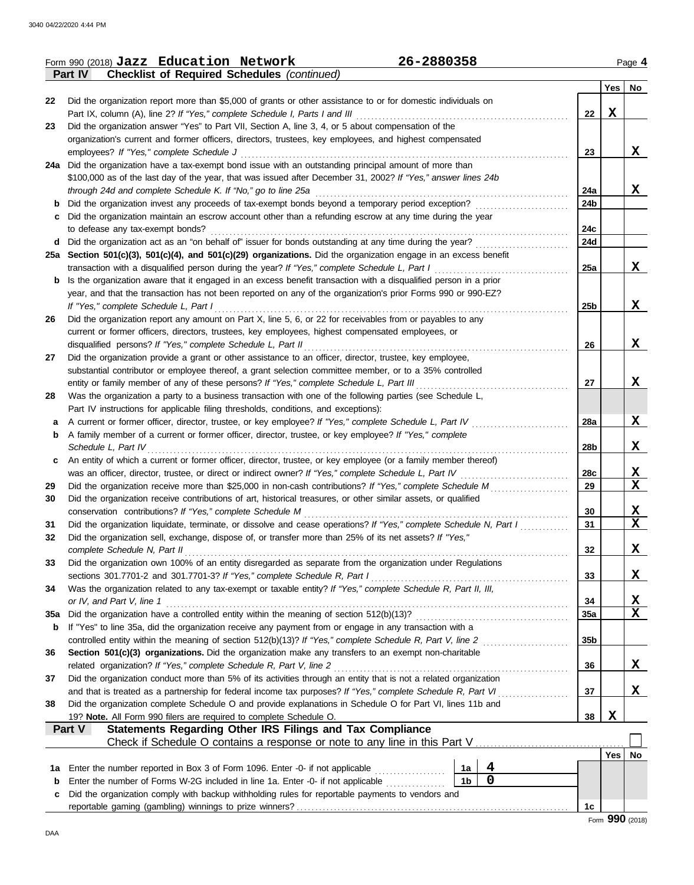Form 990 (2018) **Jazz Education Network** **26-2880358** Page **4**

**Part IV Checklist of Required Schedules** *(continued)*

| | | | Yes | No |
|---|---|---|---|---|
| 22 | Did the organization report more than $5,000 of grants or other assistance to or for domestic individuals on Part IX, column (A), line 2? *If "Yes," complete Schedule I, Parts I and III* | 22 | X | |
| 23 | Did the organization answer "Yes" to Part VII, Section A, line 3, 4, or 5 about compensation of the organization's current and former officers, directors, trustees, key employees, and highest compensated employees? *If "Yes," complete Schedule J* | 23 | | X |
| 24a | Did the organization have a tax-exempt bond issue with an outstanding principal amount of more than $100,000 as of the last day of the year, that was issued after December 31, 2002? *If "Yes," answer lines 24b through 24d and complete Schedule K. If "No," go to line 25a* | 24a | | X |
| b | Did the organization invest any proceeds of tax-exempt bonds beyond a temporary period exception? | 24b | | |
| c | Did the organization maintain an escrow account other than a refunding escrow at any time during the year to defease any tax-exempt bonds? | 24c | | |
| d | Did the organization act as an "on behalf of" issuer for bonds outstanding at any time during the year? | 24d | | |
| 25a | **Section 501(c)(3), 501(c)(4), and 501(c)(29) organizations.** Did the organization engage in an excess benefit transaction with a disqualified person during the year? *If "Yes," complete Schedule L, Part I* | 25a | | X |
| b | Is the organization aware that it engaged in an excess benefit transaction with a disqualified person in a prior year, and that the transaction has not been reported on any of the organization's prior Forms 990 or 990-EZ? *If "Yes," complete Schedule L, Part I* | 25b | | X |
| 26 | Did the organization report any amount on Part X, line 5, 6, or 22 for receivables from or payables to any current or former officers, directors, trustees, key employees, highest compensated employees, or disqualified persons? *If "Yes," complete Schedule L, Part II* | 26 | | X |
| 27 | Did the organization provide a grant or other assistance to an officer, director, trustee, key employee, substantial contributor or employee thereof, a grant selection committee member, or to a 35% controlled entity or family member of any of these persons? *If "Yes," complete Schedule L, Part III* | 27 | | X |
| 28 | Was the organization a party to a business transaction with one of the following parties (see Schedule L, Part IV instructions for applicable filing thresholds, conditions, and exceptions): | | | |
| a | A current or former officer, director, trustee, or key employee? *If "Yes," complete Schedule L, Part IV* | 28a | | X |
| b | A family member of a current or former officer, director, trustee, or key employee? *If "Yes," complete Schedule L, Part IV* | 28b | | X |
| c | An entity of which a current or former officer, director, trustee, or key employee (or a family member thereof) was an officer, director, trustee, or direct or indirect owner? *If "Yes," complete Schedule L, Part IV* | 28c | | X |
| 29 | Did the organization receive more than $25,000 in non-cash contributions? *If "Yes," complete Schedule M* | 29 | | X |
| 30 | Did the organization receive contributions of art, historical treasures, or other similar assets, or qualified conservation contributions? *If "Yes," complete Schedule M* | 30 | | X |
| 31 | Did the organization liquidate, terminate, or dissolve and cease operations? *If "Yes," complete Schedule N, Part I* | 31 | | X |
| 32 | Did the organization sell, exchange, dispose of, or transfer more than 25% of its net assets? *If "Yes," complete Schedule N, Part II* | 32 | | X |
| 33 | Did the organization own 100% of an entity disregarded as separate from the organization under Regulations sections 301.7701-2 and 301.7701-3? *If "Yes," complete Schedule R, Part I* | 33 | | X |
| 34 | Was the organization related to any tax-exempt or taxable entity? *If "Yes," complete Schedule R, Part II, III, or IV, and Part V, line 1* | 34 | | X |
| 35a | Did the organization have a controlled entity within the meaning of section 512(b)(13)? | 35a | | X |
| b | If "Yes" to line 35a, did the organization receive any payment from or engage in any transaction with a controlled entity within the meaning of section 512(b)(13)? *If "Yes," complete Schedule R, Part V, line 2* | 35b | | |
| 36 | **Section 501(c)(3) organizations.** Did the organization make any transfers to an exempt non-charitable related organization? *If "Yes," complete Schedule R, Part V, line 2* | 36 | | X |
| 37 | Did the organization conduct more than 5% of its activities through an entity that is not a related organization and that is treated as a partnership for federal income tax purposes? *If "Yes," complete Schedule R, Part VI* | 37 | | X |
| 38 | Did the organization complete Schedule O and provide explanations in Schedule O for Part VI, lines 11b and 19? **Note.** All Form 990 filers are required to complete Schedule O. | 38 | X | |

**Part V Statements Regarding Other IRS Filings and Tax Compliance**

Check if Schedule O contains a response or note to any line in this Part V ☐

| | | | | | Yes | No |
|---|---|---|---|---|---|---|
| 1a | Enter the number reported in Box 3 of Form 1096. Enter -0- if not applicable | 1a | 4 | | | |
| b | Enter the number of Forms W-2G included in line 1a. Enter -0- if not applicable | 1b | 0 | | | |
| c | Did the organization comply with backup withholding rules for reportable payments to vendors and reportable gaming (gambling) winnings to prize winners? | | | 1c | | |

Form **990** (2018)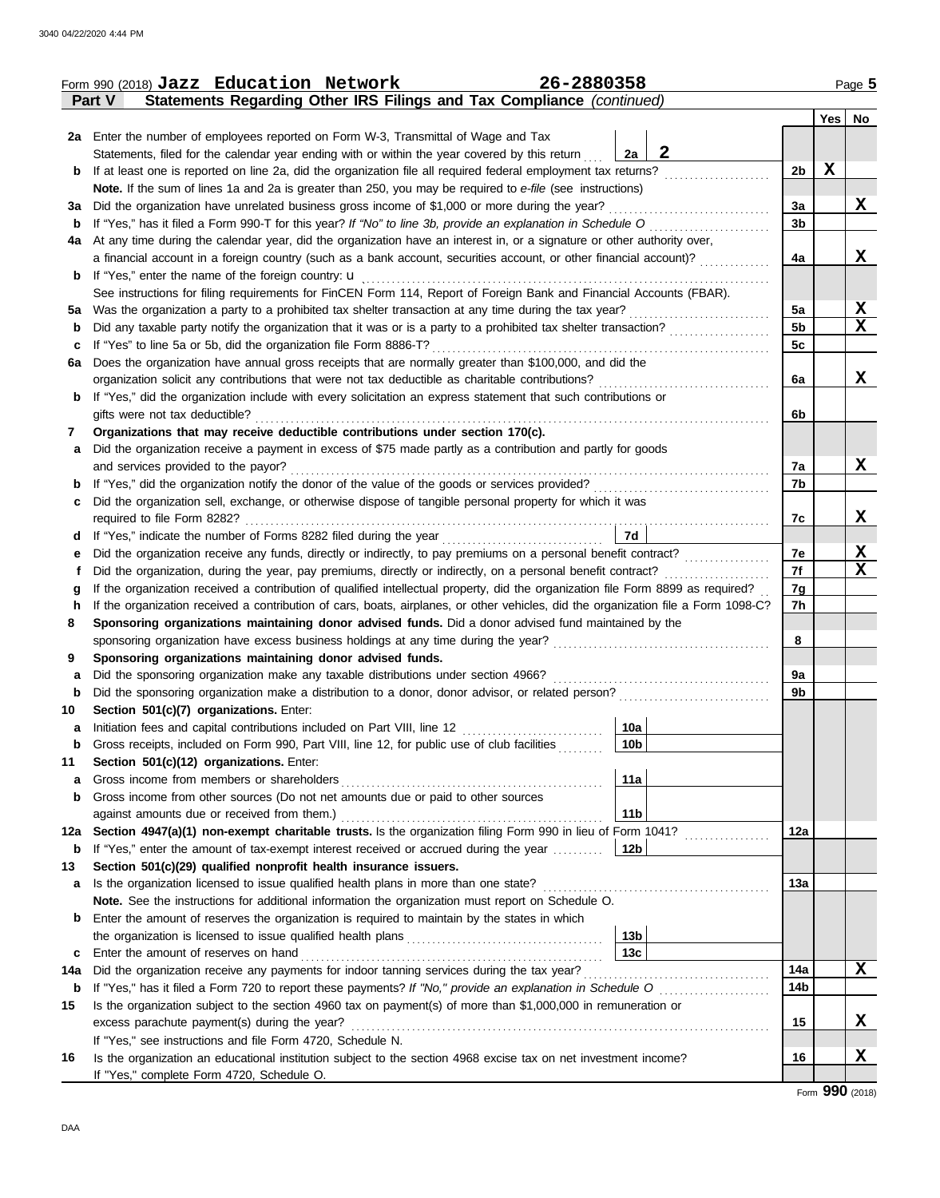Form 990 (2018) **Jazz Education Network** **26-2880358** Page **5**

**Part V Statements Regarding Other IRS Filings and Tax Compliance** *(continued)*

| | | | | | Yes | No |
|---|---|---|---|---|---|---|
| **2a** | Enter the number of employees reported on Form W-3, Transmittal of Wage and Tax Statements, filed for the calendar year ending with or within the year covered by this return | 2a | 2 | | | |
| **b** | If at least one is reported on line 2a, did the organization file all required federal employment tax returns? | | | 2b | X | |
| | **Note.** If the sum of lines 1a and 2a is greater than 250, you may be required to *e-file* (see instructions) | | | | | |
| **3a** | Did the organization have unrelated business gross income of $1,000 or more during the year? | | | 3a | | X |
| **b** | If "Yes," has it filed a Form 990-T for this year? *If "No" to line 3b, provide an explanation in Schedule O* | | | 3b | | |
| **4a** | At any time during the calendar year, did the organization have an interest in, or a signature or other authority over, a financial account in a foreign country (such as a bank account, securities account, or other financial account)? | | | 4a | | X |
| **b** | If "Yes," enter the name of the foreign country: u | | | | | |
| | See instructions for filing requirements for FinCEN Form 114, Report of Foreign Bank and Financial Accounts (FBAR). | | | | | |
| **5a** | Was the organization a party to a prohibited tax shelter transaction at any time during the tax year? | | | 5a | | X |
| **b** | Did any taxable party notify the organization that it was or is a party to a prohibited tax shelter transaction? | | | 5b | | X |
| **c** | If "Yes" to line 5a or 5b, did the organization file Form 8886-T? | | | 5c | | |
| **6a** | Does the organization have annual gross receipts that are normally greater than $100,000, and did the organization solicit any contributions that were not tax deductible as charitable contributions? | | | 6a | | X |
| **b** | If "Yes," did the organization include with every solicitation an express statement that such contributions or gifts were not tax deductible? | | | 6b | | |
| **7** | **Organizations that may receive deductible contributions under section 170(c).** | | | | | |
| **a** | Did the organization receive a payment in excess of $75 made partly as a contribution and partly for goods and services provided to the payor? | | | 7a | | X |
| **b** | If "Yes," did the organization notify the donor of the value of the goods or services provided? | | | 7b | | |
| **c** | Did the organization sell, exchange, or otherwise dispose of tangible personal property for which it was required to file Form 8282? | | | 7c | | X |
| **d** | If "Yes," indicate the number of Forms 8282 filed during the year | 7d | | | | |
| **e** | Did the organization receive any funds, directly or indirectly, to pay premiums on a personal benefit contract? | | | 7e | | X |
| **f** | Did the organization, during the year, pay premiums, directly or indirectly, on a personal benefit contract? | | | 7f | | X |
| **g** | If the organization received a contribution of qualified intellectual property, did the organization file Form 8899 as required? | | | 7g | | |
| **h** | If the organization received a contribution of cars, boats, airplanes, or other vehicles, did the organization file a Form 1098-C? | | | 7h | | |
| **8** | **Sponsoring organizations maintaining donor advised funds.** Did a donor advised fund maintained by the sponsoring organization have excess business holdings at any time during the year? | | | 8 | | |
| **9** | **Sponsoring organizations maintaining donor advised funds.** | | | | | |
| **a** | Did the sponsoring organization make any taxable distributions under section 4966? | | | 9a | | |
| **b** | Did the sponsoring organization make a distribution to a donor, donor advisor, or related person? | | | 9b | | |
| **10** | **Section 501(c)(7) organizations.** Enter: | | | | | |
| **a** | Initiation fees and capital contributions included on Part VIII, line 12 | 10a | | | | |
| **b** | Gross receipts, included on Form 990, Part VIII, line 12, for public use of club facilities | 10b | | | | |
| **11** | **Section 501(c)(12) organizations.** Enter: | | | | | |
| **a** | Gross income from members or shareholders | 11a | | | | |
| **b** | Gross income from other sources (Do not net amounts due or paid to other sources against amounts due or received from them.) | 11b | | | | |
| **12a** | **Section 4947(a)(1) non-exempt charitable trusts.** Is the organization filing Form 990 in lieu of Form 1041? | | | 12a | | |
| **b** | If "Yes," enter the amount of tax-exempt interest received or accrued during the year | 12b | | | | |
| **13** | **Section 501(c)(29) qualified nonprofit health insurance issuers.** | | | | | |
| **a** | Is the organization licensed to issue qualified health plans in more than one state? | | | 13a | | |
| | **Note.** See the instructions for additional information the organization must report on Schedule O. | | | | | |
| **b** | Enter the amount of reserves the organization is required to maintain by the states in which the organization is licensed to issue qualified health plans | 13b | | | | |
| **c** | Enter the amount of reserves on hand | 13c | | | | |
| **14a** | Did the organization receive any payments for indoor tanning services during the tax year? | | | 14a | | X |
| **b** | If "Yes," has it filed a Form 720 to report these payments? *If "No," provide an explanation in Schedule O* | | | 14b | | |
| **15** | Is the organization subject to the section 4960 tax on payment(s) of more than $1,000,000 in remuneration or excess parachute payment(s) during the year? | | | 15 | | X |
| | If "Yes," see instructions and file Form 4720, Schedule N. | | | | | |
| **16** | Is the organization an educational institution subject to the section 4968 excise tax on net investment income? | | | 16 | | X |
| | If "Yes," complete Form 4720, Schedule O. | | | | | |

Form **990** (2018)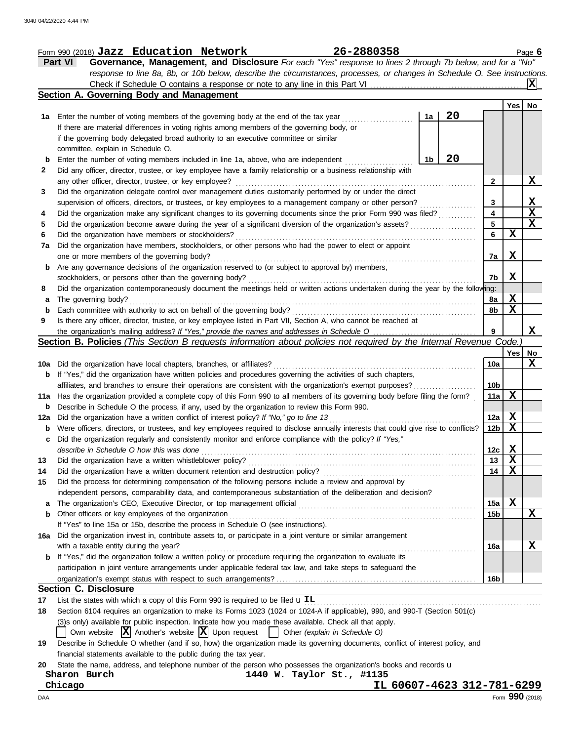Form 990 (2018) **Jazz Education Network** **26-2880358** Page **6**

**Part VI** **Governance, Management, and Disclosure** *For each "Yes" response to lines 2 through 7b below, and for a "No" response to line 8a, 8b, or 10b below, describe the circumstances, processes, or changes in Schedule O. See instructions.*

Check if Schedule O contains a response or note to any line in this Part VI ..... **X**

## Section A. Governing Body and Management

| | | | | Yes | No |
|---|---|---|---|---|---|
| **1a** | Enter the number of voting members of the governing body at the end of the tax year ..... **1a** | **20** | | | |
| | If there are material differences in voting rights among members of the governing body, or if the governing body delegated broad authority to an executive committee or similar committee, explain in Schedule O. | | | | |
| **b** | Enter the number of voting members included in line 1a, above, who are independent ..... **1b** | **20** | | | |
| **2** | Did any officer, director, trustee, or key employee have a family relationship or a business relationship with any other officer, director, trustee, or key employee? | | **2** | | **X** |
| **3** | Did the organization delegate control over management duties customarily performed by or under the direct supervision of officers, directors, or trustees, or key employees to a management company or other person? | | **3** | | **X** |
| **4** | Did the organization make any significant changes to its governing documents since the prior Form 990 was filed? | | **4** | | **X** |
| **5** | Did the organization become aware during the year of a significant diversion of the organization's assets? | | **5** | | **X** |
| **6** | Did the organization have members or stockholders? | | **6** | **X** | |
| **7a** | Did the organization have members, stockholders, or other persons who had the power to elect or appoint one or more members of the governing body? | | **7a** | **X** | |
| **b** | Are any governance decisions of the organization reserved to (or subject to approval by) members, stockholders, or persons other than the governing body? | | **7b** | **X** | |
| **8** | Did the organization contemporaneously document the meetings held or written actions undertaken during the year by the following: | | | | |
| **a** | The governing body? | | **8a** | **X** | |
| **b** | Each committee with authority to act on behalf of the governing body? | | **8b** | **X** | |
| **9** | Is there any officer, director, trustee, or key employee listed in Part VII, Section A, who cannot be reached at the organization's mailing address? *If "Yes," provide the names and addresses in Schedule O* | | **9** | | **X** |

## Section B. Policies *(This Section B requests information about policies not required by the Internal Revenue Code.)*

| | | | Yes | No |
|---|---|---|---|---|
| **10a** | Did the organization have local chapters, branches, or affiliates? | **10a** | | **X** |
| **b** | If "Yes," did the organization have written policies and procedures governing the activities of such chapters, affiliates, and branches to ensure their operations are consistent with the organization's exempt purposes? | **10b** | | |
| **11a** | Has the organization provided a complete copy of this Form 990 to all members of its governing body before filing the form? | **11a** | **X** | |
| **b** | Describe in Schedule O the process, if any, used by the organization to review this Form 990. | | | |
| **12a** | Did the organization have a written conflict of interest policy? *If "No," go to line 13* | **12a** | **X** | |
| **b** | Were officers, directors, or trustees, and key employees required to disclose annually interests that could give rise to conflicts? | **12b** | **X** | |
| **c** | Did the organization regularly and consistently monitor and enforce compliance with the policy? *If "Yes," describe in Schedule O how this was done* | **12c** | **X** | |
| **13** | Did the organization have a written whistleblower policy? | **13** | **X** | |
| **14** | Did the organization have a written document retention and destruction policy? | **14** | **X** | |
| **15** | Did the process for determining compensation of the following persons include a review and approval by independent persons, comparability data, and contemporaneous substantiation of the deliberation and decision? | | | |
| **a** | The organization's CEO, Executive Director, or top management official | **15a** | **X** | |
| **b** | Other officers or key employees of the organization | **15b** | | **X** |
| | If "Yes" to line 15a or 15b, describe the process in Schedule O (see instructions). | | | |
| **16a** | Did the organization invest in, contribute assets to, or participate in a joint venture or similar arrangement with a taxable entity during the year? | **16a** | | **X** |
| **b** | If "Yes," did the organization follow a written policy or procedure requiring the organization to evaluate its participation in joint venture arrangements under applicable federal tax law, and take steps to safeguard the organization's exempt status with respect to such arrangements? | **16b** | | |

## Section C. Disclosure

**17** List the states with which a copy of this Form 990 is required to be filed u **IL**

**18** Section 6104 requires an organization to make its Forms 1023 (1024 or 1024-A if applicable), 990, and 990-T (Section 501(c)(3)s only) available for public inspection. Indicate how you made these available. Check all that apply.

☐ Own website  ☒ Another's website  ☒ Upon request  ☐ Other *(explain in Schedule O)*

**19** Describe in Schedule O whether (and if so, how) the organization made its governing documents, conflict of interest policy, and financial statements available to the public during the tax year.

**20** State the name, address, and telephone number of the person who possesses the organization's books and records u

**Sharon Burch** **1440 W. Taylor St., #1135**
**Chicago** **IL 60607-4623 312-781-6299**

DAA Form **990** (2018)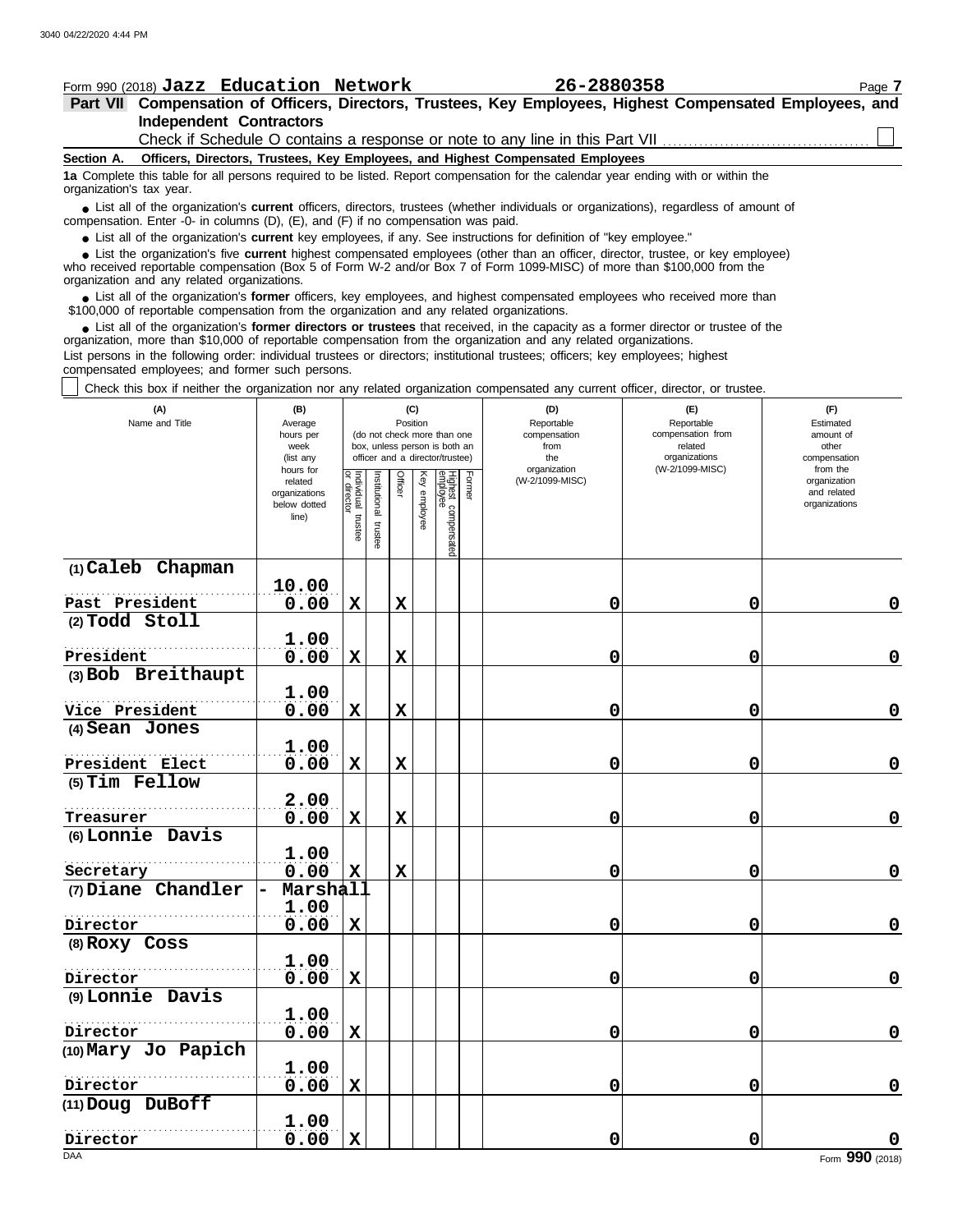Form 990 (2018) **Jazz Education Network** **26-2880358**

**Part VII Compensation of Officers, Directors, Trustees, Key Employees, Highest Compensated Employees, and Independent Contractors**

Check if Schedule O contains a response or note to any line in this Part VII ☐

**Section A. Officers, Directors, Trustees, Key Employees, and Highest Compensated Employees**

**1a** Complete this table for all persons required to be listed. Report compensation for the calendar year ending with or within the organization's tax year.

- List all of the organization's **current** officers, directors, trustees (whether individuals or organizations), regardless of amount of compensation. Enter -0- in columns (D), (E), and (F) if no compensation was paid.
- List all of the organization's **current** key employees, if any. See instructions for definition of "key employee."
- List the organization's five **current** highest compensated employees (other than an officer, director, trustee, or key employee) who received reportable compensation (Box 5 of Form W-2 and/or Box 7 of Form 1099-MISC) of more than $100,000 from the organization and any related organizations.
- List all of the organization's **former** officers, key employees, and highest compensated employees who received more than $100,000 of reportable compensation from the organization and any related organizations.
- List all of the organization's **former directors or trustees** that received, in the capacity as a former director or trustee of the organization, more than $10,000 of reportable compensation from the organization and any related organizations.

List persons in the following order: individual trustees or directors; institutional trustees; officers; key employees; highest compensated employees; and former such persons.

☐ Check this box if neither the organization nor any related organization compensated any current officer, director, or trustee.

| (A) Name and Title | (B) Average hours per week (list any hours for related organizations below dotted line) | (C) Position: Individual trustee or director | Institutional trustee | Officer | Key employee | Highest compensated employee | Former | (D) Reportable compensation from the organization (W-2/1099-MISC) | (E) Reportable compensation from related organizations (W-2/1099-MISC) | (F) Estimated amount of other compensation from the organization and related organizations |
|---|---|---|---|---|---|---|---|---|---|---|
| (1) Caleb Chapman<br>Past President | 10.00<br>0.00 | X | | X | | | | 0 | 0 | 0 |
| (2) Todd Stoll<br>President | 1.00<br>0.00 | X | | X | | | | 0 | 0 | 0 |
| (3) Bob Breithaupt<br>Vice President | 1.00<br>0.00 | X | | X | | | | 0 | 0 | 0 |
| (4) Sean Jones<br>President Elect | 1.00<br>0.00 | X | | X | | | | 0 | 0 | 0 |
| (5) Tim Fellow<br>Treasurer | 2.00<br>0.00 | X | | X | | | | 0 | 0 | 0 |
| (6) Lonnie Davis<br>Secretary | 1.00<br>0.00 | X | | X | | | | 0 | 0 | 0 |
| (7) Diane Chandler - Marshall<br>Director | 1.00<br>0.00 | X | | | | | | 0 | 0 | 0 |
| (8) Roxy Coss<br>Director | 1.00<br>0.00 | X | | | | | | 0 | 0 | 0 |
| (9) Lonnie Davis<br>Director | 1.00<br>0.00 | X | | | | | | 0 | 0 | 0 |
| (10) Mary Jo Papich<br>Director | 1.00<br>0.00 | X | | | | | | 0 | 0 | 0 |
| (11) Doug DuBoff<br>Director | 1.00<br>0.00 | X | | | | | | 0 | 0 | 0 |

Form **990** (2018)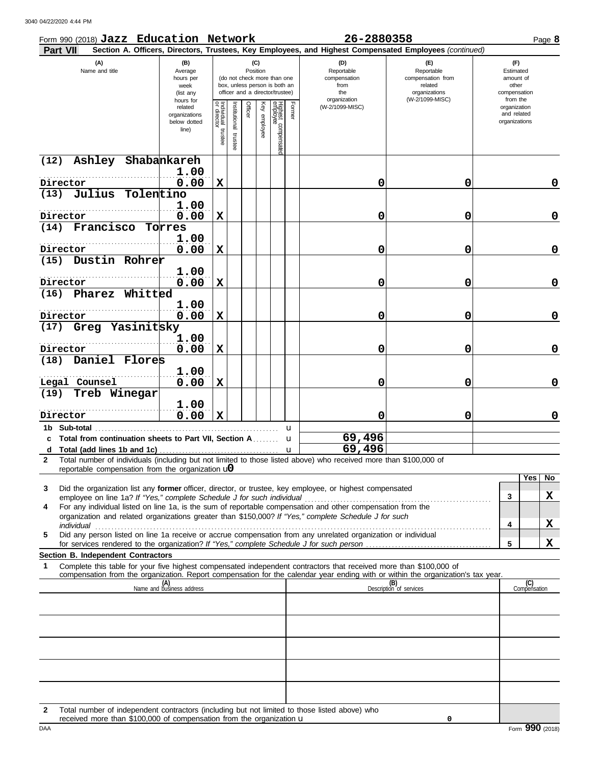Form 990 (2018) **Jazz Education Network** **26-2880358**

**Part VII** **Section A. Officers, Directors, Trustees, Key Employees, and Highest Compensated Employees** *(continued)*

| (A) Name and title | (B) Average hours per week (list any hours for related organizations below dotted line) | (C) Position: Individual trustee or director | Institutional trustee | Officer | Key employee | Highest compensated employee | Former | (D) Reportable compensation from the organization (W-2/1099-MISC) | (E) Reportable compensation from related organizations (W-2/1099-MISC) | (F) Estimated amount of other compensation from the organization and related organizations |
|---|---|---|---|---|---|---|---|---|---|---|
| (12) Ashley Shabankareh<br>Director | 1.00<br>0.00 | X | | | | | | 0 | 0 | 0 |
| (13) Julius Tolentino<br>Director | 1.00<br>0.00 | X | | | | | | 0 | 0 | 0 |
| (14) Francisco Torres<br>Director | 1.00<br>0.00 | X | | | | | | 0 | 0 | 0 |
| (15) Dustin Rohrer<br>Director | 1.00<br>0.00 | X | | | | | | 0 | 0 | 0 |
| (16) Pharez Whitted<br>Director | 1.00<br>0.00 | X | | | | | | 0 | 0 | 0 |
| (17) Greg Yasinitsky<br>Director | 1.00<br>0.00 | X | | | | | | 0 | 0 | 0 |
| (18) Daniel Flores<br>Legal Counsel | 1.00<br>0.00 | X | | | | | | 0 | 0 | 0 |
| (19) Treb Winegar<br>Director | 1.00<br>0.00 | X | | | | | | 0 | 0 | 0 |
| **1b Sub-total** | | | | | | | | | | |
| **c Total from continuation sheets to Part VII, Section A** | | | | | | | | 69,496 | | |
| **d Total (add lines 1b and 1c)** | | | | | | | | 69,496 | | |

**2** Total number of individuals (including but not limited to those listed above) who received more than $100,000 of reportable compensation from the organization u **0**

| | | | Yes | No |
|---|---|---|---|---|
| **3** | Did the organization list any **former** officer, director, or trustee, key employee, or highest compensated employee on line 1a? *If "Yes," complete Schedule J for such individual* | 3 | | X |
| **4** | For any individual listed on line 1a, is the sum of reportable compensation and other compensation from the organization and related organizations greater than $150,000? *If "Yes," complete Schedule J for such individual* | 4 | | X |
| **5** | Did any person listed on line 1a receive or accrue compensation from any unrelated organization or individual for services rendered to the organization? *If "Yes," complete Schedule J for such person* | 5 | | X |

**Section B. Independent Contractors**

**1** Complete this table for your five highest compensated independent contractors that received more than $100,000 of compensation from the organization. Report compensation for the calendar year ending with or within the organization's tax year.

| (A) Name and business address | (B) Description of services | (C) Compensation |
|---|---|---|
| | | |
| | | |
| | | |
| | | |
| | | |

**2** Total number of independent contractors (including but not limited to those listed above) who received more than $100,000 of compensation from the organization u **0**

DAA Form **990** (2018)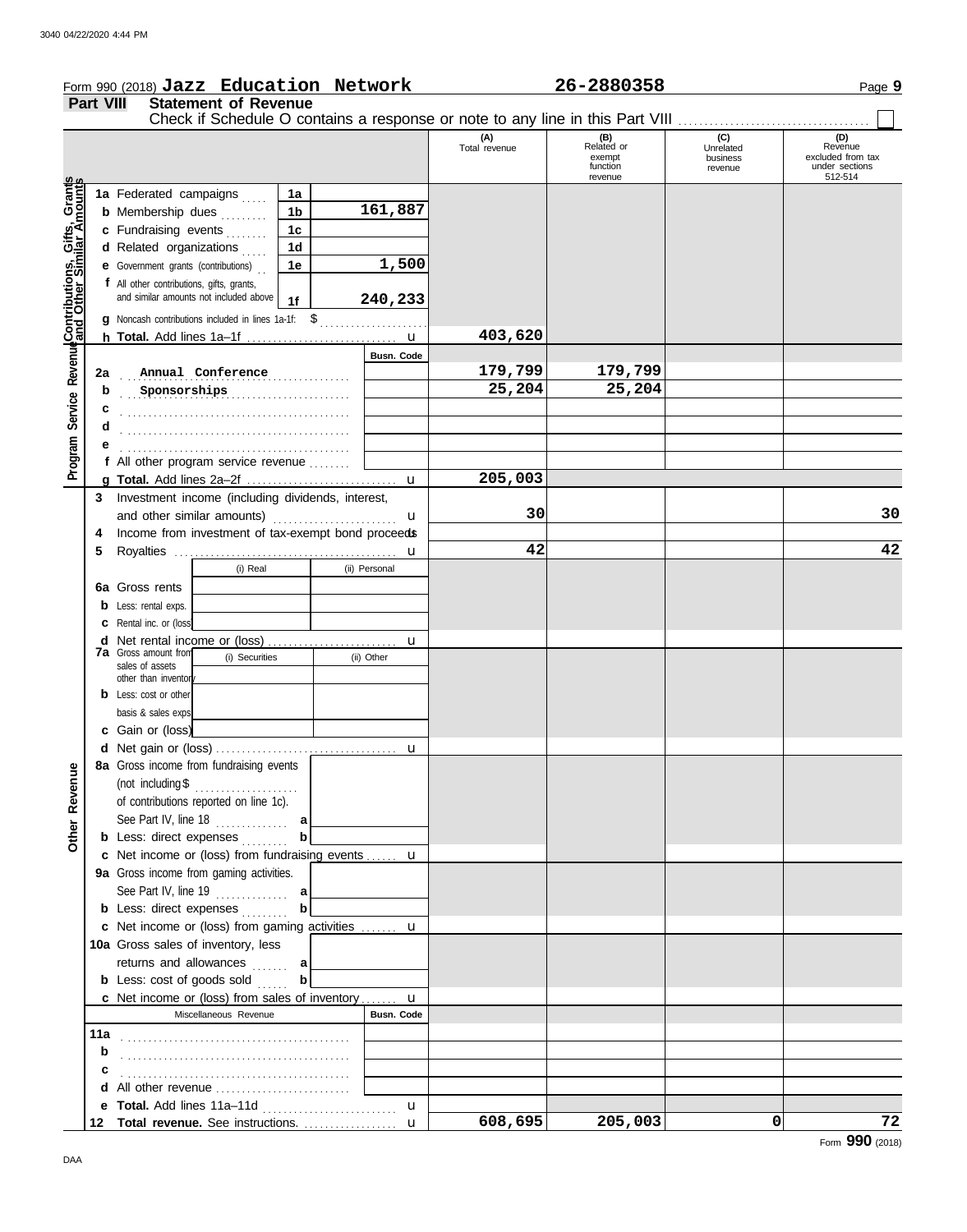Form 990 (2018) **Jazz Education Network** **26-2880358**

## Part VIII Statement of Revenue

Check if Schedule O contains a response or note to any line in this Part VIII ☐

| | | | (A) Total revenue | (B) Related or exempt function revenue | (C) Unrelated business revenue | (D) Revenue excluded from tax under sections 512-514 |
|---|---|---|---|---|---|---|
| **Contributions, Gifts, Grants and Other Similar Amounts** | 1a Federated campaigns | 1a | | | | |
| | b Membership dues | 1b 161,887 | | | | |
| | c Fundraising events | 1c | | | | |
| | d Related organizations | 1d | | | | |
| | e Government grants (contributions) | 1e 1,500 | | | | |
| | f All other contributions, gifts, grants, and similar amounts not included above | 1f 240,233 | | | | |
| | g Noncash contributions included in lines 1a-1f: $ | | | | | |
| | h **Total.** Add lines 1a–1f | | 403,620 | | | |
| **Program Service Revenue** | | Busn. Code | | | | |
| | 2a Annual Conference | | 179,799 | 179,799 | | |
| | b Sponsorships | | 25,204 | 25,204 | | |
| | c | | | | | |
| | d | | | | | |
| | e | | | | | |
| | f All other program service revenue | | | | | |
| | g **Total.** Add lines 2a–2f | | 205,003 | | | |
| | 3 Investment income (including dividends, interest, and other similar amounts) | | 30 | | | 30 |
| | 4 Income from investment of tax-exempt bond proceeds | | | | | |
| | 5 Royalties | | 42 | | | 42 |
| | | (i) Real / (ii) Personal | | | | |
| | 6a Gross rents | | | | | |
| | b Less: rental exps. | | | | | |
| | c Rental inc. or (loss) | | | | | |
| | d Net rental income or (loss) | | | | | |
| | | (i) Securities / (ii) Other | | | | |
| | 7a Gross amount from sales of assets other than inventory | | | | | |
| | b Less: cost or other basis & sales exps. | | | | | |
| | c Gain or (loss) | | | | | |
| | d Net gain or (loss) | | | | | |
| **Other Revenue** | 8a Gross income from fundraising events (not including $ of contributions reported on line 1c). See Part IV, line 18 | a | | | | |
| | b Less: direct expenses | b | | | | |
| | c Net income or (loss) from fundraising events | | | | | |
| | 9a Gross income from gaming activities. See Part IV, line 19 | a | | | | |
| | b Less: direct expenses | b | | | | |
| | c Net income or (loss) from gaming activities | | | | | |
| | 10a Gross sales of inventory, less returns and allowances | a | | | | |
| | b Less: cost of goods sold | b | | | | |
| | c Net income or (loss) from sales of inventory | | | | | |
| | Miscellaneous Revenue | Busn. Code | | | | |
| | 11a | | | | | |
| | b | | | | | |
| | c | | | | | |
| | d All other revenue | | | | | |
| | e **Total.** Add lines 11a–11d | | | | | |
| | 12 **Total revenue.** See instructions. | | 608,695 | 205,003 | 0 | 72 |

Form **990** (2018)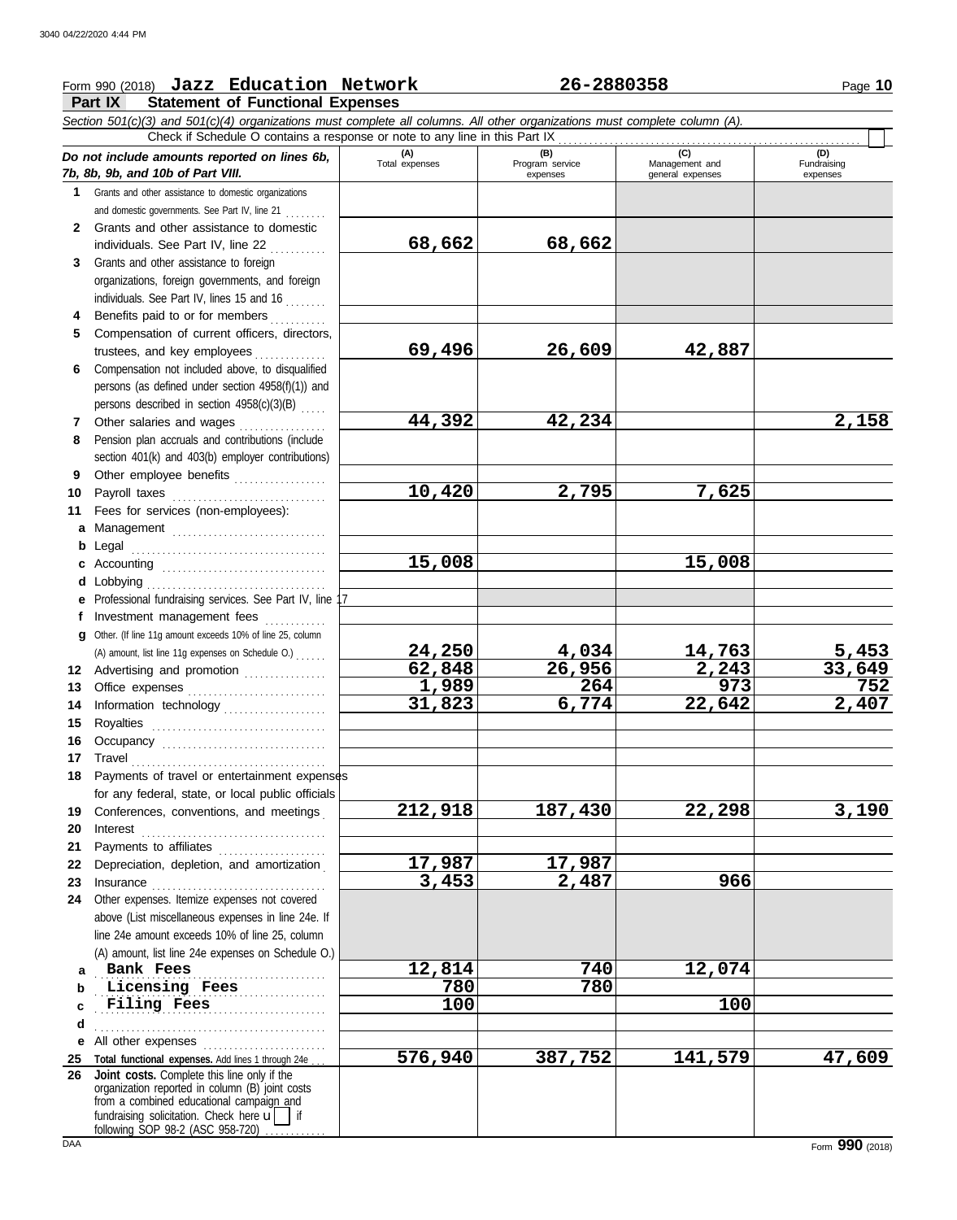Form 990 (2018) **Jazz Education Network** **26-2880358** Page **10**

## Part IX Statement of Functional Expenses

*Section 501(c)(3) and 501(c)(4) organizations must complete all columns. All other organizations must complete column (A).*

Check if Schedule O contains a response or note to any line in this Part IX ☐

| *Do not include amounts reported on lines 6b, 7b, 8b, 9b, and 10b of Part VIII.* | (A) Total expenses | (B) Program service expenses | (C) Management and general expenses | (D) Fundraising expenses |
|---|---|---|---|---|
| **1** Grants and other assistance to domestic organizations and domestic governments. See Part IV, line 21 | | | | |
| **2** Grants and other assistance to domestic individuals. See Part IV, line 22 | 68,662 | 68,662 | | |
| **3** Grants and other assistance to foreign organizations, foreign governments, and foreign individuals. See Part IV, lines 15 and 16 | | | | |
| **4** Benefits paid to or for members | | | | |
| **5** Compensation of current officers, directors, trustees, and key employees | 69,496 | 26,609 | 42,887 | |
| **6** Compensation not included above, to disqualified persons (as defined under section 4958(f)(1)) and persons described in section 4958(c)(3)(B) | | | | |
| **7** Other salaries and wages | 44,392 | 42,234 | | 2,158 |
| **8** Pension plan accruals and contributions (include section 401(k) and 403(b) employer contributions) | | | | |
| **9** Other employee benefits | | | | |
| **10** Payroll taxes | 10,420 | 2,795 | 7,625 | |
| **11** Fees for services (non-employees): | | | | |
| **a** Management | | | | |
| **b** Legal | | | | |
| **c** Accounting | 15,008 | | 15,008 | |
| **d** Lobbying | | | | |
| **e** Professional fundraising services. See Part IV, line 17 | | | | |
| **f** Investment management fees | | | | |
| **g** Other. (If line 11g amount exceeds 10% of line 25, column (A) amount, list line 11g expenses on Schedule O.) | 24,250 | 4,034 | 14,763 | 5,453 |
| **12** Advertising and promotion | 62,848 | 26,956 | 2,243 | 33,649 |
| **13** Office expenses | 1,989 | 264 | 973 | 752 |
| **14** Information technology | 31,823 | 6,774 | 22,642 | 2,407 |
| **15** Royalties | | | | |
| **16** Occupancy | | | | |
| **17** Travel | | | | |
| **18** Payments of travel or entertainment expenses for any federal, state, or local public officials | | | | |
| **19** Conferences, conventions, and meetings | 212,918 | 187,430 | 22,298 | 3,190 |
| **20** Interest | | | | |
| **21** Payments to affiliates | | | | |
| **22** Depreciation, depletion, and amortization | 17,987 | 17,987 | | |
| **23** Insurance | 3,453 | 2,487 | 966 | |
| **24** Other expenses. Itemize expenses not covered above (List miscellaneous expenses in line 24e. If line 24e amount exceeds 10% of line 25, column (A) amount, list line 24e expenses on Schedule O.) | | | | |
| **a** Bank Fees | 12,814 | 740 | 12,074 | |
| **b** Licensing Fees | 780 | 780 | | |
| **c** Filing Fees | 100 | | 100 | |
| **d** | | | | |
| **e** All other expenses | | | | |
| **25 Total functional expenses.** Add lines 1 through 24e | 576,940 | 387,752 | 141,579 | 47,609 |
| **26 Joint costs.** Complete this line only if the organization reported in column (B) joint costs from a combined educational campaign and fundraising solicitation. Check here ☐ if following SOP 98-2 (ASC 958-720) | | | | |

Form **990** (2018)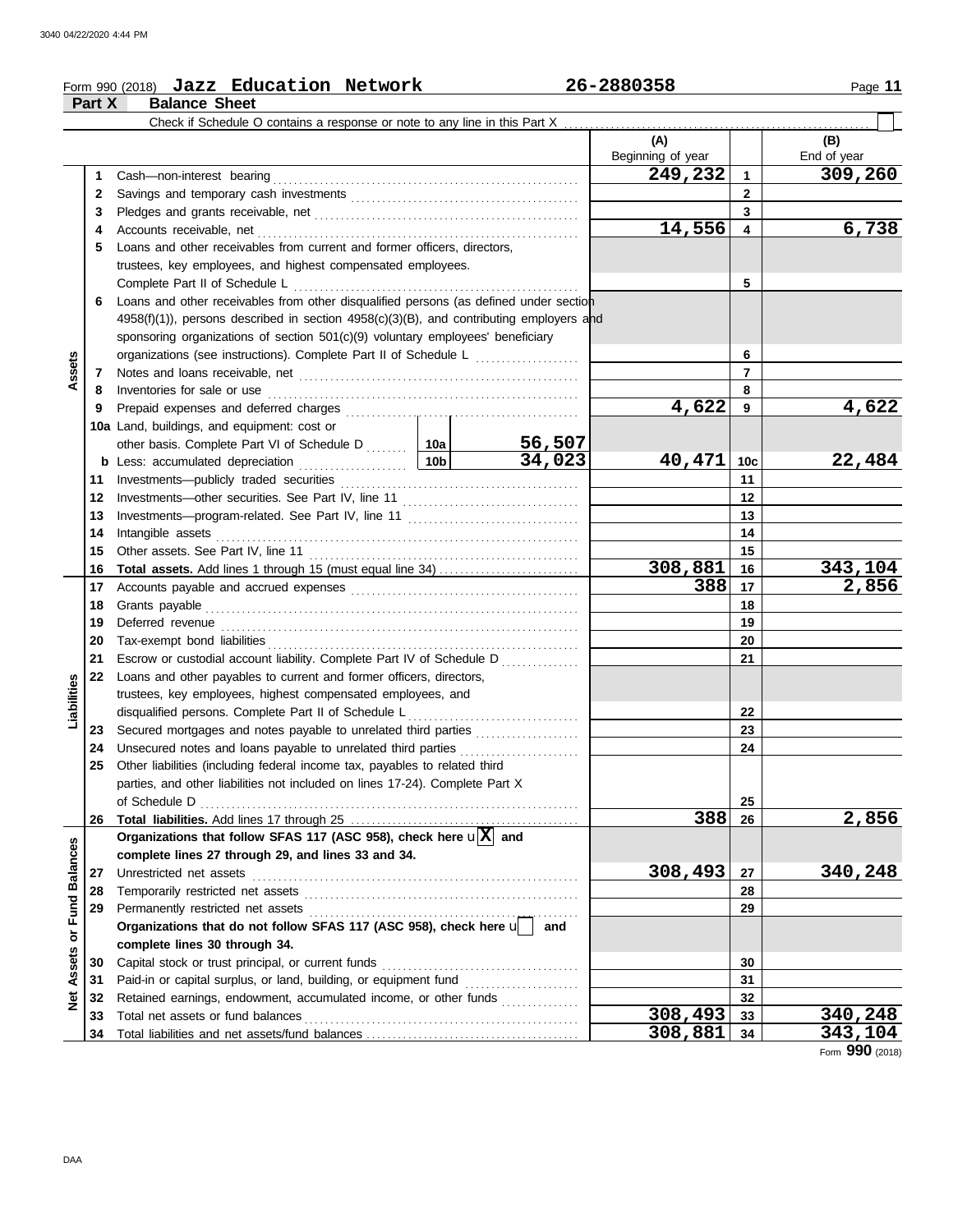Form 990 (2018) **Jazz Education Network** **26-2880358**

## Part X Balance Sheet

Check if Schedule O contains a response or note to any line in this Part X

| | | | | (A) Beginning of year | | (B) End of year |
|---|---|---|---|---|---|---|
| **Assets** | 1 | Cash—non-interest bearing | | 249,232 | 1 | 309,260 |
| | 2 | Savings and temporary cash investments | | | 2 | |
| | 3 | Pledges and grants receivable, net | | | 3 | |
| | 4 | Accounts receivable, net | | 14,556 | 4 | 6,738 |
| | 5 | Loans and other receivables from current and former officers, directors, trustees, key employees, and highest compensated employees. Complete Part II of Schedule L | | | 5 | |
| | 6 | Loans and other receivables from other disqualified persons (as defined under section 4958(f)(1)), persons described in section 4958(c)(3)(B), and contributing employers and sponsoring organizations of section 501(c)(9) voluntary employees' beneficiary organizations (see instructions). Complete Part II of Schedule L | | | 6 | |
| | 7 | Notes and loans receivable, net | | | 7 | |
| | 8 | Inventories for sale or use | | | 8 | |
| | 9 | Prepaid expenses and deferred charges | | 4,622 | 9 | 4,622 |
| | 10a | Land, buildings, and equipment: cost or other basis. Complete Part VI of Schedule D | 10a 56,507 | | | |
| | b | Less: accumulated depreciation | 10b 34,023 | 40,471 | 10c | 22,484 |
| | 11 | Investments—publicly traded securities | | | 11 | |
| | 12 | Investments—other securities. See Part IV, line 11 | | | 12 | |
| | 13 | Investments—program-related. See Part IV, line 11 | | | 13 | |
| | 14 | Intangible assets | | | 14 | |
| | 15 | Other assets. See Part IV, line 11 | | | 15 | |
| | 16 | **Total assets.** Add lines 1 through 15 (must equal line 34) | | 308,881 | 16 | 343,104 |
| **Liabilities** | 17 | Accounts payable and accrued expenses | | 388 | 17 | 2,856 |
| | 18 | Grants payable | | | 18 | |
| | 19 | Deferred revenue | | | 19 | |
| | 20 | Tax-exempt bond liabilities | | | 20 | |
| | 21 | Escrow or custodial account liability. Complete Part IV of Schedule D | | | 21 | |
| | 22 | Loans and other payables to current and former officers, directors, trustees, key employees, highest compensated employees, and disqualified persons. Complete Part II of Schedule L | | | 22 | |
| | 23 | Secured mortgages and notes payable to unrelated third parties | | | 23 | |
| | 24 | Unsecured notes and loans payable to unrelated third parties | | | 24 | |
| | 25 | Other liabilities (including federal income tax, payables to related third parties, and other liabilities not included on lines 17-24). Complete Part X of Schedule D | | | 25 | |
| | 26 | **Total liabilities.** Add lines 17 through 25 | | 388 | 26 | 2,856 |
| **Net Assets or Fund Balances** | | **Organizations that follow SFAS 117 (ASC 958), check here** [X] **and complete lines 27 through 29, and lines 33 and 34.** | | | | |
| | 27 | Unrestricted net assets | | 308,493 | 27 | 340,248 |
| | 28 | Temporarily restricted net assets | | | 28 | |
| | 29 | Permanently restricted net assets | | | 29 | |
| | | **Organizations that do not follow SFAS 117 (ASC 958), check here** [ ] **and complete lines 30 through 34.** | | | | |
| | 30 | Capital stock or trust principal, or current funds | | | 30 | |
| | 31 | Paid-in or capital surplus, or land, building, or equipment fund | | | 31 | |
| | 32 | Retained earnings, endowment, accumulated income, or other funds | | | 32 | |
| | 33 | Total net assets or fund balances | | 308,493 | 33 | 340,248 |
| | 34 | Total liabilities and net assets/fund balances | | 308,881 | 34 | 343,104 |

Form **990** (2018)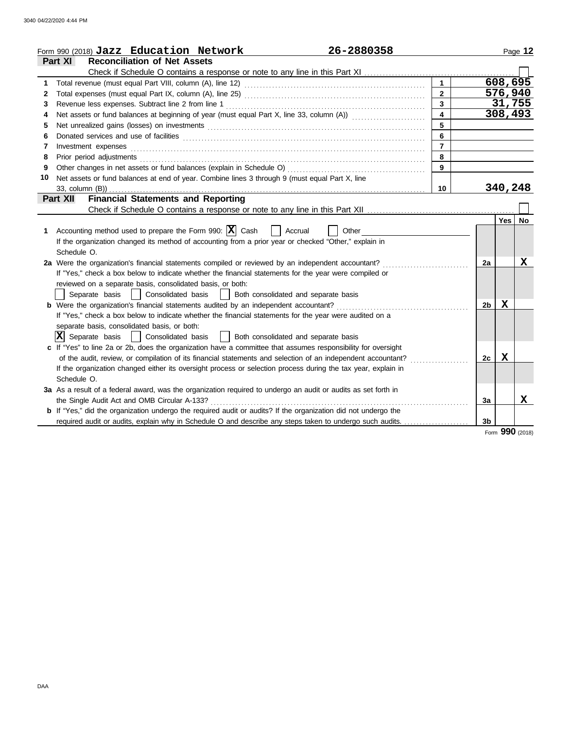Form 990 (2018) **Jazz Education Network** **26-2880358**

## Part XI Reconciliation of Net Assets

Check if Schedule O contains a response or note to any line in this Part XI ☐

| | | | |
|---|---|---|---|
| 1 | Total revenue (must equal Part VIII, column (A), line 12) | 1 | 608,695 |
| 2 | Total expenses (must equal Part IX, column (A), line 25) | 2 | 576,940 |
| 3 | Revenue less expenses. Subtract line 2 from line 1 | 3 | 31,755 |
| 4 | Net assets or fund balances at beginning of year (must equal Part X, line 33, column (A)) | 4 | 308,493 |
| 5 | Net unrealized gains (losses) on investments | 5 | |
| 6 | Donated services and use of facilities | 6 | |
| 7 | Investment expenses | 7 | |
| 8 | Prior period adjustments | 8 | |
| 9 | Other changes in net assets or fund balances (explain in Schedule O) | 9 | |
| 10 | Net assets or fund balances at end of year. Combine lines 3 through 9 (must equal Part X, line 33, column (B)) | 10 | 340,248 |

## Part XII Financial Statements and Reporting

Check if Schedule O contains a response or note to any line in this Part XII ☐

| | | | Yes | No |
|---|---|---|---|---|
| 1 | Accounting method used to prepare the Form 990: ☒ Cash ☐ Accrual ☐ Other<br>If the organization changed its method of accounting from a prior year or checked "Other," explain in Schedule O. | | | |
| 2a | Were the organization's financial statements compiled or reviewed by an independent accountant?<br>If "Yes," check a box below to indicate whether the financial statements for the year were compiled or reviewed on a separate basis, consolidated basis, or both:<br>☐ Separate basis ☐ Consolidated basis ☐ Both consolidated and separate basis | 2a | | X |
| b | Were the organization's financial statements audited by an independent accountant?<br>If "Yes," check a box below to indicate whether the financial statements for the year were audited on a separate basis, consolidated basis, or both:<br>☒ Separate basis ☐ Consolidated basis ☐ Both consolidated and separate basis | 2b | X | |
| c | If "Yes" to line 2a or 2b, does the organization have a committee that assumes responsibility for oversight of the audit, review, or compilation of its financial statements and selection of an independent accountant?<br>If the organization changed either its oversight process or selection process during the tax year, explain in Schedule O. | 2c | X | |
| 3a | As a result of a federal award, was the organization required to undergo an audit or audits as set forth in the Single Audit Act and OMB Circular A-133? | 3a | | X |
| b | If "Yes," did the organization undergo the required audit or audits? If the organization did not undergo the required audit or audits, explain why in Schedule O and describe any steps taken to undergo such audits. | 3b | | |

Form **990** (2018)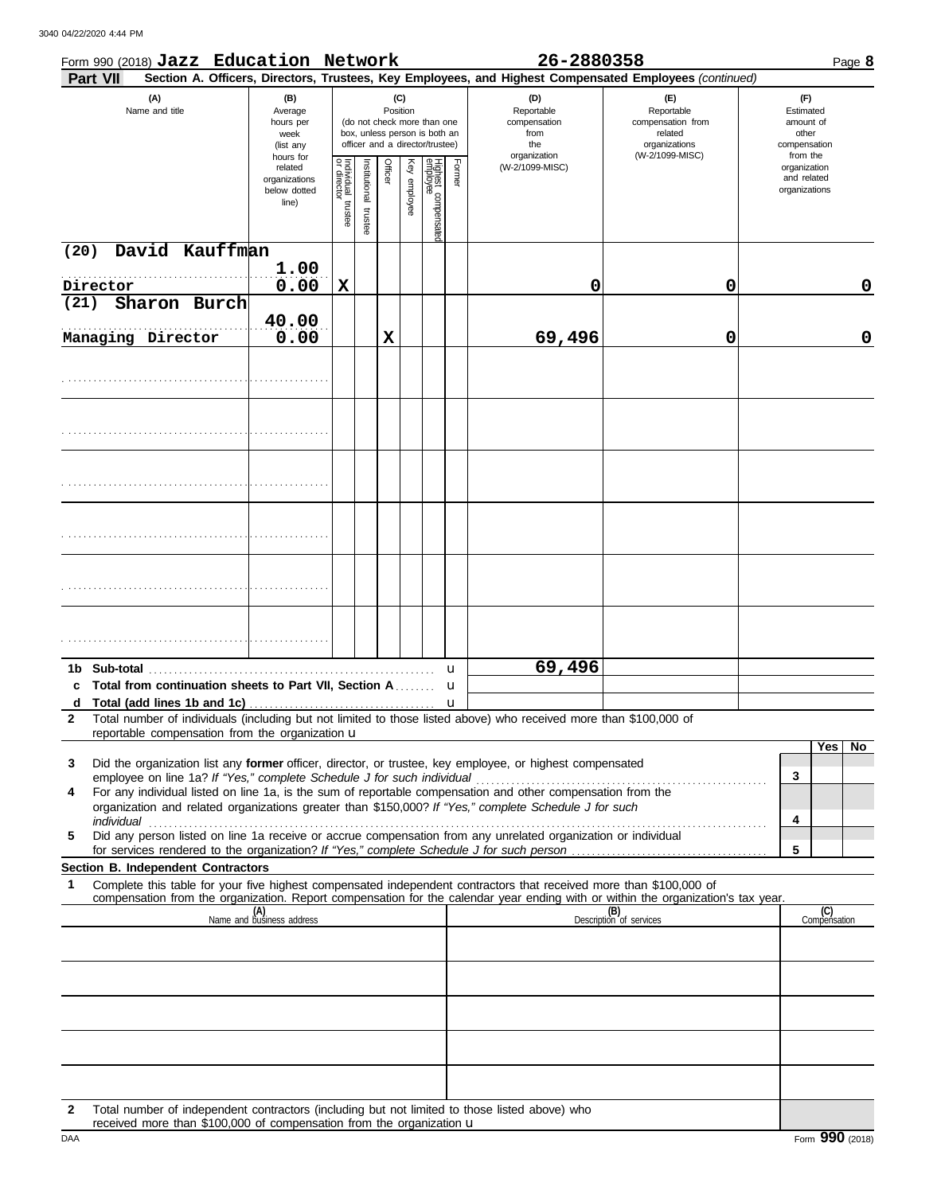Form 990 (2018) **Jazz Education Network** **26-2880358** Page **8**

**Part VII** **Section A. Officers, Directors, Trustees, Key Employees, and Highest Compensated Employees** *(continued)*

| (A) Name and title | (B) Average hours per week (list any hours for related organizations below dotted line) | (C) Position: Individual trustee or director | Institutional trustee | Officer | Key employee | Highest compensated employee | Former | (D) Reportable compensation from the organization (W-2/1099-MISC) | (E) Reportable compensation from related organizations (W-2/1099-MISC) | (F) Estimated amount of other compensation from the organization and related organizations |
|---|---|---|---|---|---|---|---|---|---|---|
| (20) David Kauffman<br>Director | 1.00<br>0.00 | X | | | | | | 0 | 0 | 0 |
| (21) Sharon Burch<br>Managing Director | 40.00<br>0.00 | | | X | | | | 69,496 | 0 | 0 |
| | | | | | | | | | | |
| | | | | | | | | | | |
| | | | | | | | | | | |
| | | | | | | | | | | |
| | | | | | | | | | | |
| | | | | | | | | | | |

| | | (D) | (E) | (F) |
|---|---|---|---|---|
| **1b** | **Sub-total** u | 69,496 | | |
| **c** | **Total from continuation sheets to Part VII, Section A** u | | | |
| **d** | **Total (add lines 1b and 1c)** u | | | |

**2** Total number of individuals (including but not limited to those listed above) who received more than $100,000 of reportable compensation from the organization u

| | | | Yes | No |
|---|---|---|---|---|
| **3** | Did the organization list any **former** officer, director, or trustee, key employee, or highest compensated employee on line 1a? *If "Yes," complete Schedule J for such individual* | 3 | | |
| **4** | For any individual listed on line 1a, is the sum of reportable compensation and other compensation from the organization and related organizations greater than $150,000? *If "Yes," complete Schedule J for such individual* | 4 | | |
| **5** | Did any person listed on line 1a receive or accrue compensation from any unrelated organization or individual for services rendered to the organization? *If "Yes," complete Schedule J for such person* | 5 | | |

**Section B. Independent Contractors**

**1** Complete this table for your five highest compensated independent contractors that received more than $100,000 of compensation from the organization. Report compensation for the calendar year ending with or within the organization's tax year.

| (A) Name and business address | (B) Description of services | (C) Compensation |
|---|---|---|
| | | |
| | | |
| | | |
| | | |
| | | |

**2** Total number of independent contractors (including but not limited to those listed above) who received more than $100,000 of compensation from the organization u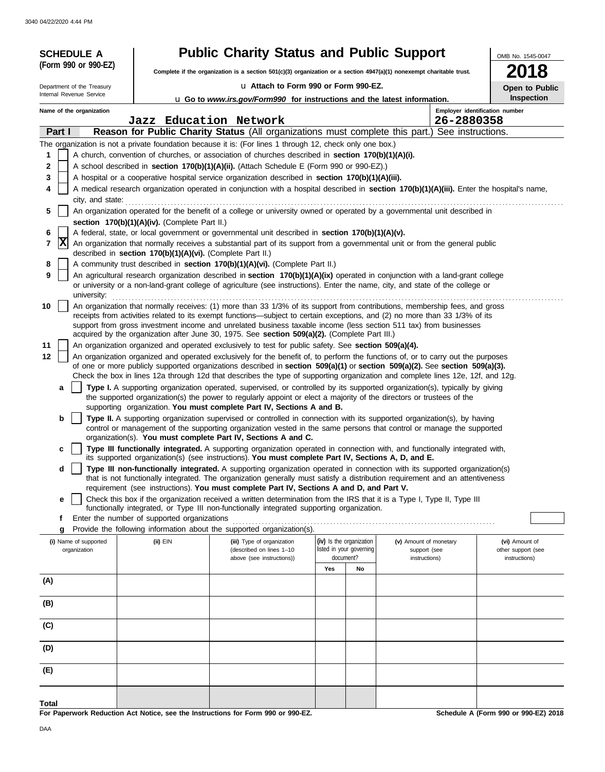3040 04/22/2020 4:44 PM

**SCHEDULE A (Form 990 or 990-EZ)**

Department of the Treasury
Internal Revenue Service

# Public Charity Status and Public Support

**Complete if the organization is a section 501(c)(3) organization or a section 4947(a)(1) nonexempt charitable trust.**

u Attach to Form 990 or Form 990-EZ.

u Go to *www.irs.gov/Form990* for instructions and the latest information.

OMB No. 1545-0047

**2018**

**Open to Public Inspection**

Name of the organization: **Jazz Education Network**

Employer identification number: **26-2880358**

**Part I** **Reason for Public Charity Status** (All organizations must complete this part.) See instructions.

The organization is not a private foundation because it is: (For lines 1 through 12, check only one box.)

1 [ ] A church, convention of churches, or association of churches described in **section 170(b)(1)(A)(i).**

2 [ ] A school described in **section 170(b)(1)(A)(ii).** (Attach Schedule E (Form 990 or 990-EZ).)

3 [ ] A hospital or a cooperative hospital service organization described in **section 170(b)(1)(A)(iii).**

4 [ ] A medical research organization operated in conjunction with a hospital described in **section 170(b)(1)(A)(iii).** Enter the hospital's name, city, and state:

5 [ ] An organization operated for the benefit of a college or university owned or operated by a governmental unit described in **section 170(b)(1)(A)(iv).** (Complete Part II.)

6 [ ] A federal, state, or local government or governmental unit described in **section 170(b)(1)(A)(v).**

7 [X] An organization that normally receives a substantial part of its support from a governmental unit or from the general public described in **section 170(b)(1)(A)(vi).** (Complete Part II.)

8 [ ] A community trust described in **section 170(b)(1)(A)(vi).** (Complete Part II.)

9 [ ] An agricultural research organization described in **section 170(b)(1)(A)(ix)** operated in conjunction with a land-grant college or university or a non-land-grant college of agriculture (see instructions). Enter the name, city, and state of the college or university:

10 [ ] An organization that normally receives: (1) more than 33 1/3% of its support from contributions, membership fees, and gross receipts from activities related to its exempt functions—subject to certain exceptions, and (2) no more than 33 1/3% of its support from gross investment income and unrelated business taxable income (less section 511 tax) from businesses acquired by the organization after June 30, 1975. See **section 509(a)(2).** (Complete Part III.)

11 [ ] An organization organized and operated exclusively to test for public safety. See **section 509(a)(4).**

12 [ ] An organization organized and operated exclusively for the benefit of, to perform the functions of, or to carry out the purposes of one or more publicly supported organizations described in **section 509(a)(1)** or **section 509(a)(2).** See **section 509(a)(3).** Check the box in lines 12a through 12d that describes the type of supporting organization and complete lines 12e, 12f, and 12g.

a [ ] **Type I.** A supporting organization operated, supervised, or controlled by its supported organization(s), typically by giving the supported organization(s) the power to regularly appoint or elect a majority of the directors or trustees of the supporting organization. **You must complete Part IV, Sections A and B.**

b [ ] **Type II.** A supporting organization supervised or controlled in connection with its supported organization(s), by having control or management of the supporting organization vested in the same persons that control or manage the supported organization(s). **You must complete Part IV, Sections A and C.**

c [ ] **Type III functionally integrated.** A supporting organization operated in connection with, and functionally integrated with, its supported organization(s) (see instructions). **You must complete Part IV, Sections A, D, and E.**

d [ ] **Type III non-functionally integrated.** A supporting organization operated in connection with its supported organization(s) that is not functionally integrated. The organization generally must satisfy a distribution requirement and an attentiveness requirement (see instructions). **You must complete Part IV, Sections A and D, and Part V.**

e [ ] Check this box if the organization received a written determination from the IRS that it is a Type I, Type II, Type III functionally integrated, or Type III non-functionally integrated supporting organization.

f Enter the number of supported organizations

g Provide the following information about the supported organization(s).

| (i) Name of supported organization | (ii) EIN | (iii) Type of organization (described on lines 1–10 above (see instructions)) | (iv) Is the organization listed in your governing document? Yes | No | (v) Amount of monetary support (see instructions) | (vi) Amount of other support (see instructions) |
|---|---|---|---|---|---|---|
| (A) | | | | | | |
| (B) | | | | | | |
| (C) | | | | | | |
| (D) | | | | | | |
| (E) | | | | | | |
| **Total** | | | | | | |

**For Paperwork Reduction Act Notice, see the Instructions for Form 990 or 990-EZ.**

**Schedule A (Form 990 or 990-EZ) 2018**

DAA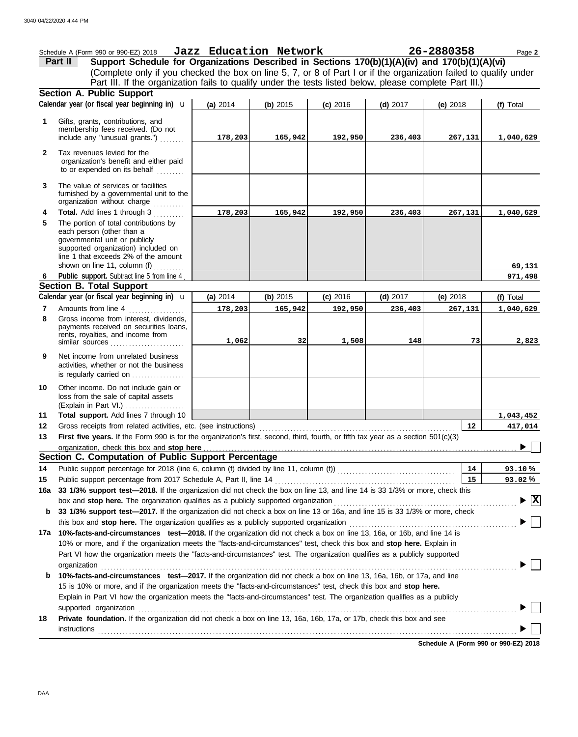Schedule A (Form 990 or 990-EZ) 2018 **Jazz Education Network** **26-2880358** Page **2**

## Part II Support Schedule for Organizations Described in Sections 170(b)(1)(A)(iv) and 170(b)(1)(A)(vi)

(Complete only if you checked the box on line 5, 7, or 8 of Part I or if the organization failed to qualify under Part III. If the organization fails to qualify under the tests listed below, please complete Part III.)

### Section A. Public Support

| Calendar year (or fiscal year beginning in) | (a) 2014 | (b) 2015 | (c) 2016 | (d) 2017 | (e) 2018 | (f) Total |
|---|---|---|---|---|---|---|
| **1** Gifts, grants, contributions, and membership fees received. (Do not include any "unusual grants.") | 178,203 | 165,942 | 192,950 | 236,403 | 267,131 | 1,040,629 |
| **2** Tax revenues levied for the organization's benefit and either paid to or expended on its behalf | | | | | | |
| **3** The value of services or facilities furnished by a governmental unit to the organization without charge | | | | | | |
| **4** **Total.** Add lines 1 through 3 | 178,203 | 165,942 | 192,950 | 236,403 | 267,131 | 1,040,629 |
| **5** The portion of total contributions by each person (other than a governmental unit or publicly supported organization) included on line 1 that exceeds 2% of the amount shown on line 11, column (f) | | | | | | 69,131 |
| **6** **Public support.** Subtract line 5 from line 4 | | | | | | 971,498 |

### Section B. Total Support

| Calendar year (or fiscal year beginning in) | (a) 2014 | (b) 2015 | (c) 2016 | (d) 2017 | (e) 2018 | (f) Total |
|---|---|---|---|---|---|---|
| **7** Amounts from line 4 | 178,203 | 165,942 | 192,950 | 236,403 | 267,131 | 1,040,629 |
| **8** Gross income from interest, dividends, payments received on securities loans, rents, royalties, and income from similar sources | 1,062 | 32 | 1,508 | 148 | 73 | 2,823 |
| **9** Net income from unrelated business activities, whether or not the business is regularly carried on | | | | | | |
| **10** Other income. Do not include gain or loss from the sale of capital assets (Explain in Part VI.) | | | | | | |
| **11** **Total support.** Add lines 7 through 10 | | | | | | 1,043,452 |

**12** Gross receipts from related activities, etc. (see instructions) — **12** — 417,014

**13** **First five years.** If the Form 990 is for the organization's first, second, third, fourth, or fifth tax year as a section 501(c)(3) organization, check this box and **stop here** ☐

### Section C. Computation of Public Support Percentage

**14** Public support percentage for 2018 (line 6, column (f) divided by line 11, column (f)) — **14** — 93.10 %

**15** Public support percentage from 2017 Schedule A, Part II, line 14 — **15** — 93.02 %

**16a** **33 1/3% support test—2018.** If the organization did not check the box on line 13, and line 14 is 33 1/3% or more, check this box and **stop here.** The organization qualifies as a publicly supported organization ☒

**b** **33 1/3% support test—2017.** If the organization did not check a box on line 13 or 16a, and line 15 is 33 1/3% or more, check this box and **stop here.** The organization qualifies as a publicly supported organization ☐

**17a** **10%-facts-and-circumstances test—2018.** If the organization did not check a box on line 13, 16a, or 16b, and line 14 is 10% or more, and if the organization meets the "facts-and-circumstances" test, check this box and **stop here.** Explain in Part VI how the organization meets the "facts-and-circumstances" test. The organization qualifies as a publicly supported organization ☐

**b** **10%-facts-and-circumstances test—2017.** If the organization did not check a box on line 13, 16a, 16b, or 17a, and line 15 is 10% or more, and if the organization meets the "facts-and-circumstances" test, check this box and **stop here.** Explain in Part VI how the organization meets the "facts-and-circumstances" test. The organization qualifies as a publicly supported organization ☐

**18** **Private foundation.** If the organization did not check a box on line 13, 16a, 16b, 17a, or 17b, check this box and see instructions ☐

**Schedule A (Form 990 or 990-EZ) 2018**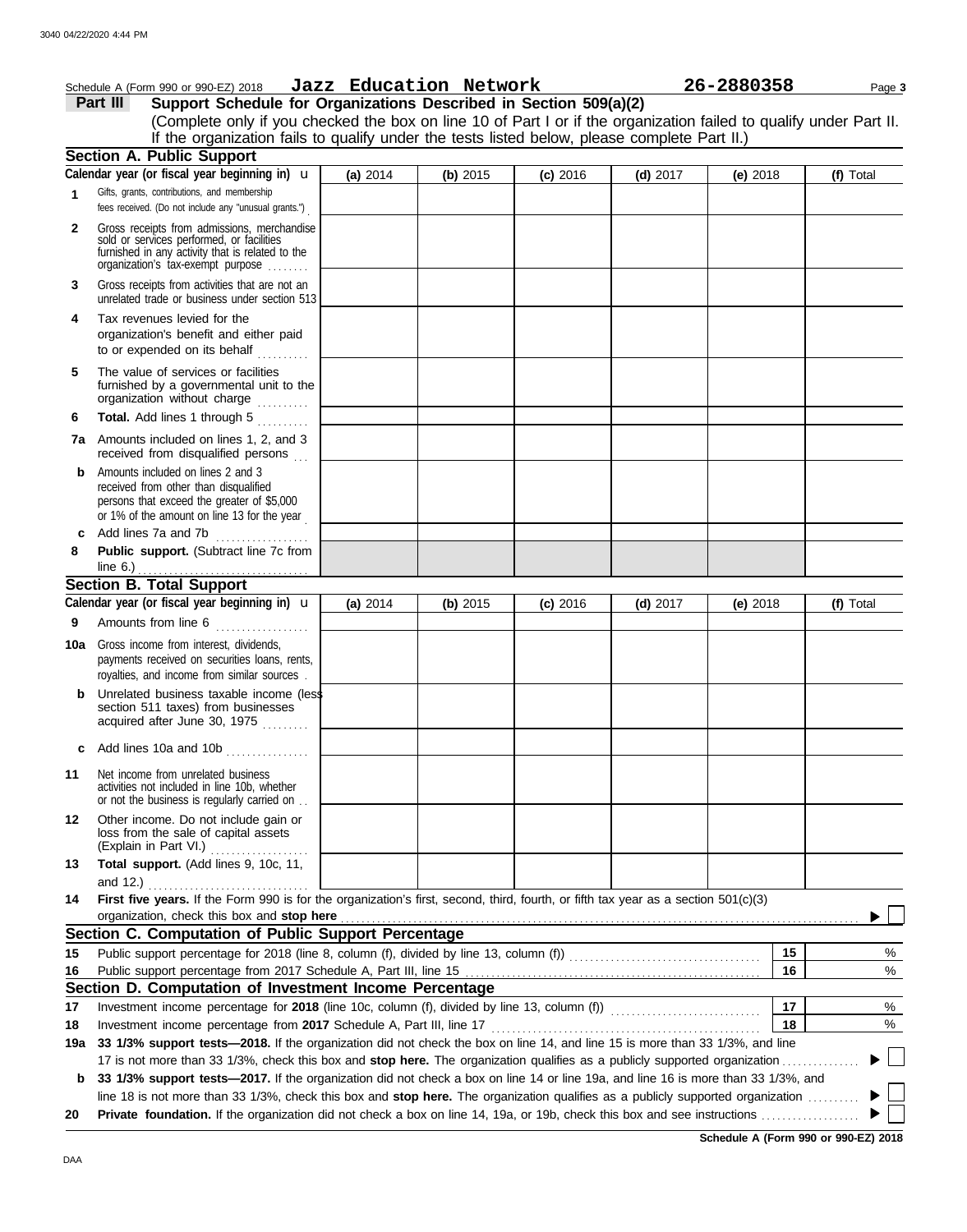Schedule A (Form 990 or 990-EZ) 2018 **Jazz Education Network** **26-2880358** Page **3**

## Part III Support Schedule for Organizations Described in Section 509(a)(2)

(Complete only if you checked the box on line 10 of Part I or if the organization failed to qualify under Part II. If the organization fails to qualify under the tests listed below, please complete Part II.)

### Section A. Public Support

| Calendar year (or fiscal year beginning in) | (a) 2014 | (b) 2015 | (c) 2016 | (d) 2017 | (e) 2018 | (f) Total |
|---|---|---|---|---|---|---|
| **1** Gifts, grants, contributions, and membership fees received. (Do not include any "unusual grants.") | | | | | | |
| **2** Gross receipts from admissions, merchandise sold or services performed, or facilities furnished in any activity that is related to the organization's tax-exempt purpose | | | | | | |
| **3** Gross receipts from activities that are not an unrelated trade or business under section 513 | | | | | | |
| **4** Tax revenues levied for the organization's benefit and either paid to or expended on its behalf | | | | | | |
| **5** The value of services or facilities furnished by a governmental unit to the organization without charge | | | | | | |
| **6** **Total.** Add lines 1 through 5 | | | | | | |
| **7a** Amounts included on lines 1, 2, and 3 received from disqualified persons | | | | | | |
| **b** Amounts included on lines 2 and 3 received from other than disqualified persons that exceed the greater of $5,000 or 1% of the amount on line 13 for the year | | | | | | |
| **c** Add lines 7a and 7b | | | | | | |
| **8** **Public support.** (Subtract line 7c from line 6.) | | | | | | |

### Section B. Total Support

| Calendar year (or fiscal year beginning in) | (a) 2014 | (b) 2015 | (c) 2016 | (d) 2017 | (e) 2018 | (f) Total |
|---|---|---|---|---|---|---|
| **9** Amounts from line 6 | | | | | | |
| **10a** Gross income from interest, dividends, payments received on securities loans, rents, royalties, and income from similar sources | | | | | | |
| **b** Unrelated business taxable income (less section 511 taxes) from businesses acquired after June 30, 1975 | | | | | | |
| **c** Add lines 10a and 10b | | | | | | |
| **11** Net income from unrelated business activities not included in line 10b, whether or not the business is regularly carried on | | | | | | |
| **12** Other income. Do not include gain or loss from the sale of capital assets (Explain in Part VI.) | | | | | | |
| **13** **Total support.** (Add lines 9, 10c, 11, and 12.) | | | | | | |

**14** **First five years.** If the Form 990 is for the organization's first, second, third, fourth, or fifth tax year as a section 501(c)(3) organization, check this box and **stop here** ☐

### Section C. Computation of Public Support Percentage

| | | | |
|---|---|---|---|
| **15** | Public support percentage for 2018 (line 8, column (f), divided by line 13, column (f)) | 15 | % |
| **16** | Public support percentage from 2017 Schedule A, Part III, line 15 | 16 | % |

### Section D. Computation of Investment Income Percentage

| | | | |
|---|---|---|---|
| **17** | Investment income percentage for **2018** (line 10c, column (f), divided by line 13, column (f)) | 17 | % |
| **18** | Investment income percentage from **2017** Schedule A, Part III, line 17 | 18 | % |

**19a** **33 1/3% support tests—2018.** If the organization did not check the box on line 14, and line 15 is more than 33 1/3%, and line 17 is not more than 33 1/3%, check this box and **stop here.** The organization qualifies as a publicly supported organization ☐

**b** **33 1/3% support tests—2017.** If the organization did not check a box on line 14 or line 19a, and line 16 is more than 33 1/3%, and line 18 is not more than 33 1/3%, check this box and **stop here.** The organization qualifies as a publicly supported organization ☐

**20** **Private foundation.** If the organization did not check a box on line 14, 19a, or 19b, check this box and see instructions ☐

**Schedule A (Form 990 or 990-EZ) 2018**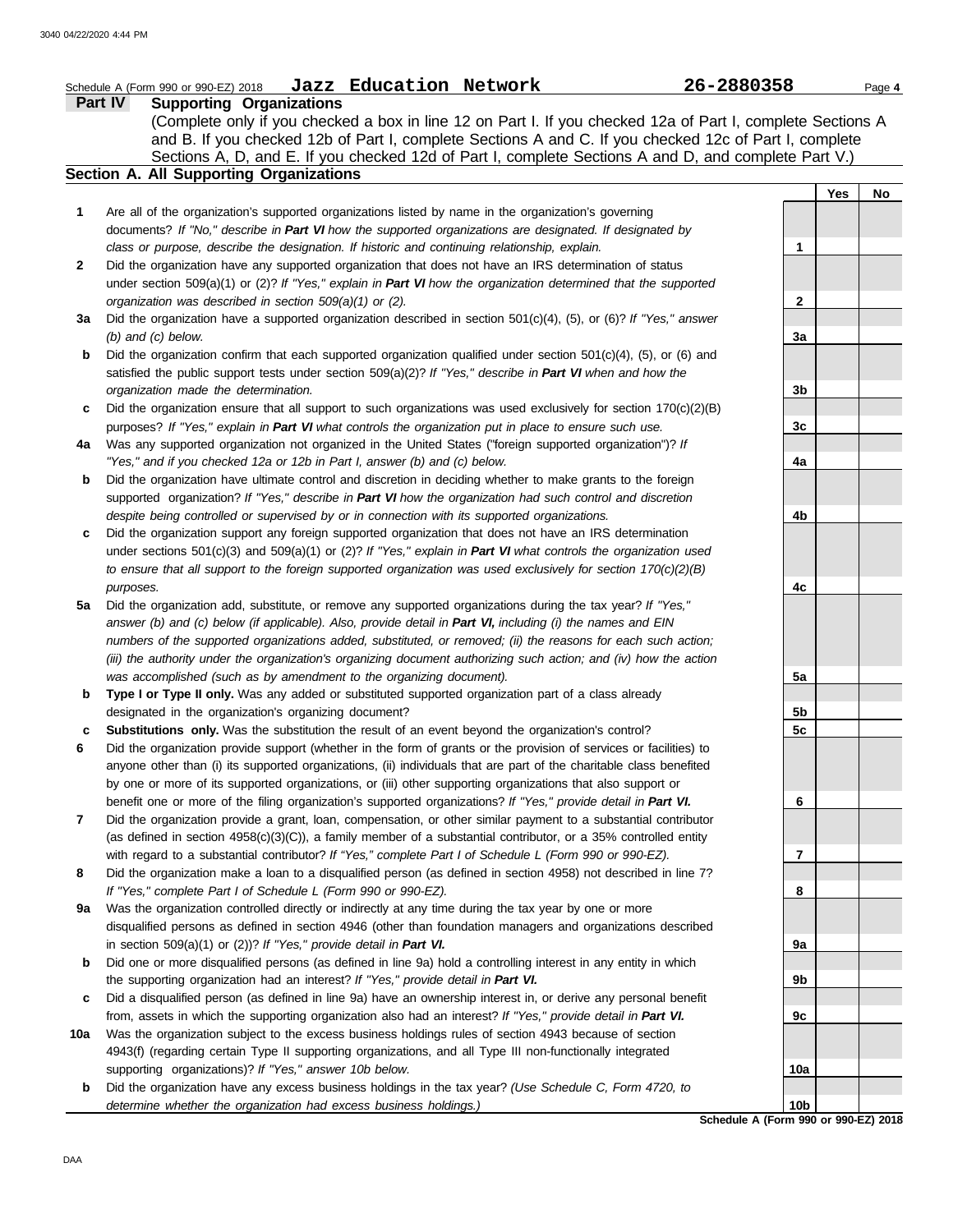Schedule A (Form 990 or 990-EZ) 2018 **Jazz Education Network** **26-2880358** Page **4**

## Part IV Supporting Organizations

(Complete only if you checked a box in line 12 on Part I. If you checked 12a of Part I, complete Sections A and B. If you checked 12b of Part I, complete Sections A and C. If you checked 12c of Part I, complete Sections A, D, and E. If you checked 12d of Part I, complete Sections A and D, and complete Part V.)

### Section A. All Supporting Organizations

| | | | Yes | No |
|---|---|---|---|---|
| **1** | Are all of the organization's supported organizations listed by name in the organization's governing documents? *If "No," describe in* ***Part VI*** *how the supported organizations are designated. If designated by class or purpose, describe the designation. If historic and continuing relationship, explain.* | **1** | | |
| **2** | Did the organization have any supported organization that does not have an IRS determination of status under section 509(a)(1) or (2)? *If "Yes," explain in* ***Part VI*** *how the organization determined that the supported organization was described in section 509(a)(1) or (2).* | **2** | | |
| **3a** | Did the organization have a supported organization described in section 501(c)(4), (5), or (6)? *If "Yes," answer (b) and (c) below.* | **3a** | | |
| **b** | Did the organization confirm that each supported organization qualified under section 501(c)(4), (5), or (6) and satisfied the public support tests under section 509(a)(2)? *If "Yes," describe in* ***Part VI*** *when and how the organization made the determination.* | **3b** | | |
| **c** | Did the organization ensure that all support to such organizations was used exclusively for section 170(c)(2)(B) purposes? *If "Yes," explain in* ***Part VI*** *what controls the organization put in place to ensure such use.* | **3c** | | |
| **4a** | Was any supported organization not organized in the United States ("foreign supported organization")? *If "Yes," and if you checked 12a or 12b in Part I, answer (b) and (c) below.* | **4a** | | |
| **b** | Did the organization have ultimate control and discretion in deciding whether to make grants to the foreign supported organization? *If "Yes," describe in* ***Part VI*** *how the organization had such control and discretion despite being controlled or supervised by or in connection with its supported organizations.* | **4b** | | |
| **c** | Did the organization support any foreign supported organization that does not have an IRS determination under sections 501(c)(3) and 509(a)(1) or (2)? *If "Yes," explain in* ***Part VI*** *what controls the organization used to ensure that all support to the foreign supported organization was used exclusively for section 170(c)(2)(B) purposes.* | **4c** | | |
| **5a** | Did the organization add, substitute, or remove any supported organizations during the tax year? *If "Yes," answer (b) and (c) below (if applicable). Also, provide detail in* ***Part VI,*** *including (i) the names and EIN numbers of the supported organizations added, substituted, or removed; (ii) the reasons for each such action; (iii) the authority under the organization's organizing document authorizing such action; and (iv) how the action was accomplished (such as by amendment to the organizing document).* | **5a** | | |
| **b** | **Type I or Type II only.** Was any added or substituted supported organization part of a class already designated in the organization's organizing document? | **5b** | | |
| **c** | **Substitutions only.** Was the substitution the result of an event beyond the organization's control? | **5c** | | |
| **6** | Did the organization provide support (whether in the form of grants or the provision of services or facilities) to anyone other than (i) its supported organizations, (ii) individuals that are part of the charitable class benefited by one or more of its supported organizations, or (iii) other supporting organizations that also support or benefit one or more of the filing organization's supported organizations? *If "Yes," provide detail in* ***Part VI.*** | **6** | | |
| **7** | Did the organization provide a grant, loan, compensation, or other similar payment to a substantial contributor (as defined in section 4958(c)(3)(C)), a family member of a substantial contributor, or a 35% controlled entity with regard to a substantial contributor? *If "Yes," complete Part I of Schedule L (Form 990 or 990-EZ).* | **7** | | |
| **8** | Did the organization make a loan to a disqualified person (as defined in section 4958) not described in line 7? *If "Yes," complete Part I of Schedule L (Form 990 or 990-EZ).* | **8** | | |
| **9a** | Was the organization controlled directly or indirectly at any time during the tax year by one or more disqualified persons as defined in section 4946 (other than foundation managers and organizations described in section 509(a)(1) or (2))? *If "Yes," provide detail in* ***Part VI.*** | **9a** | | |
| **b** | Did one or more disqualified persons (as defined in line 9a) hold a controlling interest in any entity in which the supporting organization had an interest? *If "Yes," provide detail in* ***Part VI.*** | **9b** | | |
| **c** | Did a disqualified person (as defined in line 9a) have an ownership interest in, or derive any personal benefit from, assets in which the supporting organization also had an interest? *If "Yes," provide detail in* ***Part VI.*** | **9c** | | |
| **10a** | Was the organization subject to the excess business holdings rules of section 4943 because of section 4943(f) (regarding certain Type II supporting organizations, and all Type III non-functionally integrated supporting organizations)? *If "Yes," answer 10b below.* | **10a** | | |
| **b** | Did the organization have any excess business holdings in the tax year? *(Use Schedule C, Form 4720, to determine whether the organization had excess business holdings.)* | **10b** | | |

**Schedule A (Form 990 or 990-EZ) 2018**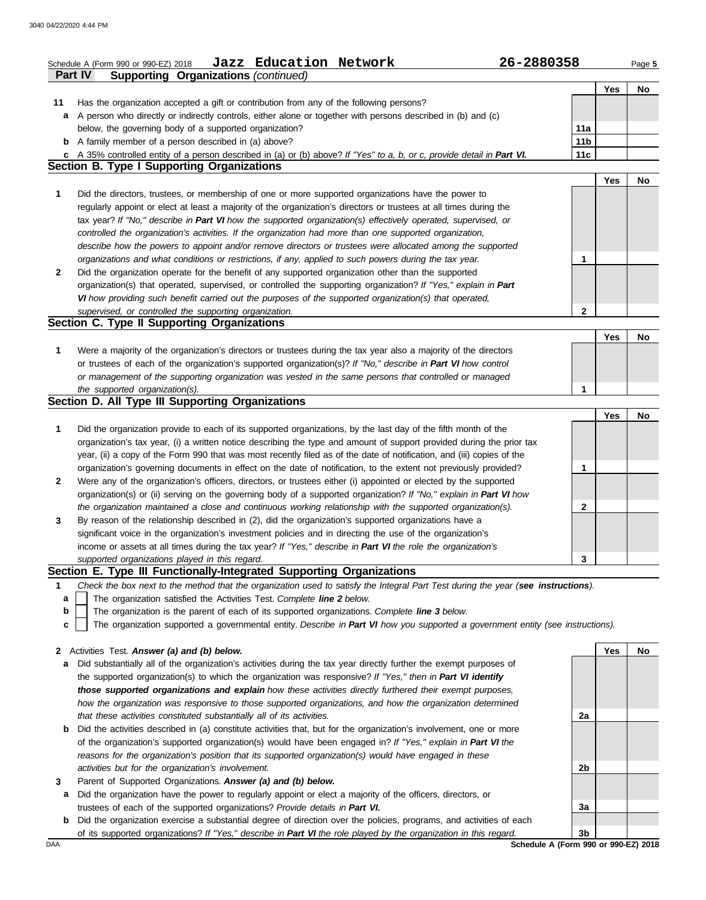Schedule A (Form 990 or 990-EZ) 2018 **Jazz Education Network** **26-2880358** Page **5**

**Part IV Supporting Organizations** *(continued)*

| | | | Yes | No |
|---|---|---|---|---|
| **11** | Has the organization accepted a gift or contribution from any of the following persons? | | | |
| **a** | A person who directly or indirectly controls, either alone or together with persons described in (b) and (c) below, the governing body of a supported organization? | **11a** | | |
| **b** | A family member of a person described in (a) above? | **11b** | | |
| **c** | A 35% controlled entity of a person described in (a) or (b) above? *If "Yes" to a, b, or c, provide detail in* ***Part VI.*** | **11c** | | |

## Section B. Type I Supporting Organizations

| | | | Yes | No |
|---|---|---|---|---|
| **1** | Did the directors, trustees, or membership of one or more supported organizations have the power to regularly appoint or elect at least a majority of the organization's directors or trustees at all times during the tax year? *If "No," describe in* ***Part VI*** *how the supported organization(s) effectively operated, supervised, or controlled the organization's activities. If the organization had more than one supported organization, describe how the powers to appoint and/or remove directors or trustees were allocated among the supported organizations and what conditions or restrictions, if any, applied to such powers during the tax year.* | **1** | | |
| **2** | Did the organization operate for the benefit of any supported organization other than the supported organization(s) that operated, supervised, or controlled the supporting organization? *If "Yes," explain in* ***Part VI*** *how providing such benefit carried out the purposes of the supported organization(s) that operated, supervised, or controlled the supporting organization.* | **2** | | |

## Section C. Type II Supporting Organizations

| | | | Yes | No |
|---|---|---|---|---|
| **1** | Were a majority of the organization's directors or trustees during the tax year also a majority of the directors or trustees of each of the organization's supported organization(s)? *If "No," describe in* ***Part VI*** *how control or management of the supporting organization was vested in the same persons that controlled or managed the supported organization(s).* | **1** | | |

## Section D. All Type III Supporting Organizations

| | | | Yes | No |
|---|---|---|---|---|
| **1** | Did the organization provide to each of its supported organizations, by the last day of the fifth month of the organization's tax year, (i) a written notice describing the type and amount of support provided during the prior tax year, (ii) a copy of the Form 990 that was most recently filed as of the date of notification, and (iii) copies of the organization's governing documents in effect on the date of notification, to the extent not previously provided? | **1** | | |
| **2** | Were any of the organization's officers, directors, or trustees either (i) appointed or elected by the supported organization(s) or (ii) serving on the governing body of a supported organization? *If "No," explain in* ***Part VI*** *how the organization maintained a close and continuous working relationship with the supported organization(s).* | **2** | | |
| **3** | By reason of the relationship described in (2), did the organization's supported organizations have a significant voice in the organization's investment policies and in directing the use of the organization's income or assets at all times during the tax year? *If "Yes," describe in* ***Part VI*** *the role the organization's supported organizations played in this regard.* | **3** | | |

## Section E. Type III Functionally-Integrated Supporting Organizations

**1** *Check the box next to the method that the organization used to satisfy the Integral Part Test during the year (**see instructions**).*

- **a** ☐ The organization satisfied the Activities Test. *Complete* ***line 2*** *below.*
- **b** ☐ The organization is the parent of each of its supported organizations. *Complete* ***line 3*** *below.*
- **c** ☐ The organization supported a governmental entity. *Describe in* ***Part VI*** *how you supported a government entity (see instructions).*

| | | | Yes | No |
|---|---|---|---|---|
| **2** | Activities Test. ***Answer (a) and (b) below.*** | | | |
| **a** | Did substantially all of the organization's activities during the tax year directly further the exempt purposes of the supported organization(s) to which the organization was responsive? *If "Yes," then in* ***Part VI identify those supported organizations and explain*** *how these activities directly furthered their exempt purposes, how the organization was responsive to those supported organizations, and how the organization determined that these activities constituted substantially all of its activities.* | **2a** | | |
| **b** | Did the activities described in (a) constitute activities that, but for the organization's involvement, one or more of the organization's supported organization(s) would have been engaged in? *If "Yes," explain in* ***Part VI*** *the reasons for the organization's position that its supported organization(s) would have engaged in these activities but for the organization's involvement.* | **2b** | | |
| **3** | Parent of Supported Organizations. ***Answer (a) and (b) below.*** | | | |
| **a** | Did the organization have the power to regularly appoint or elect a majority of the officers, directors, or trustees of each of the supported organizations? *Provide details in* ***Part VI.*** | **3a** | | |
| **b** | Did the organization exercise a substantial degree of direction over the policies, programs, and activities of each of its supported organizations? *If "Yes," describe in* ***Part VI*** *the role played by the organization in this regard.* | **3b** | | |

DAA **Schedule A (Form 990 or 990-EZ) 2018**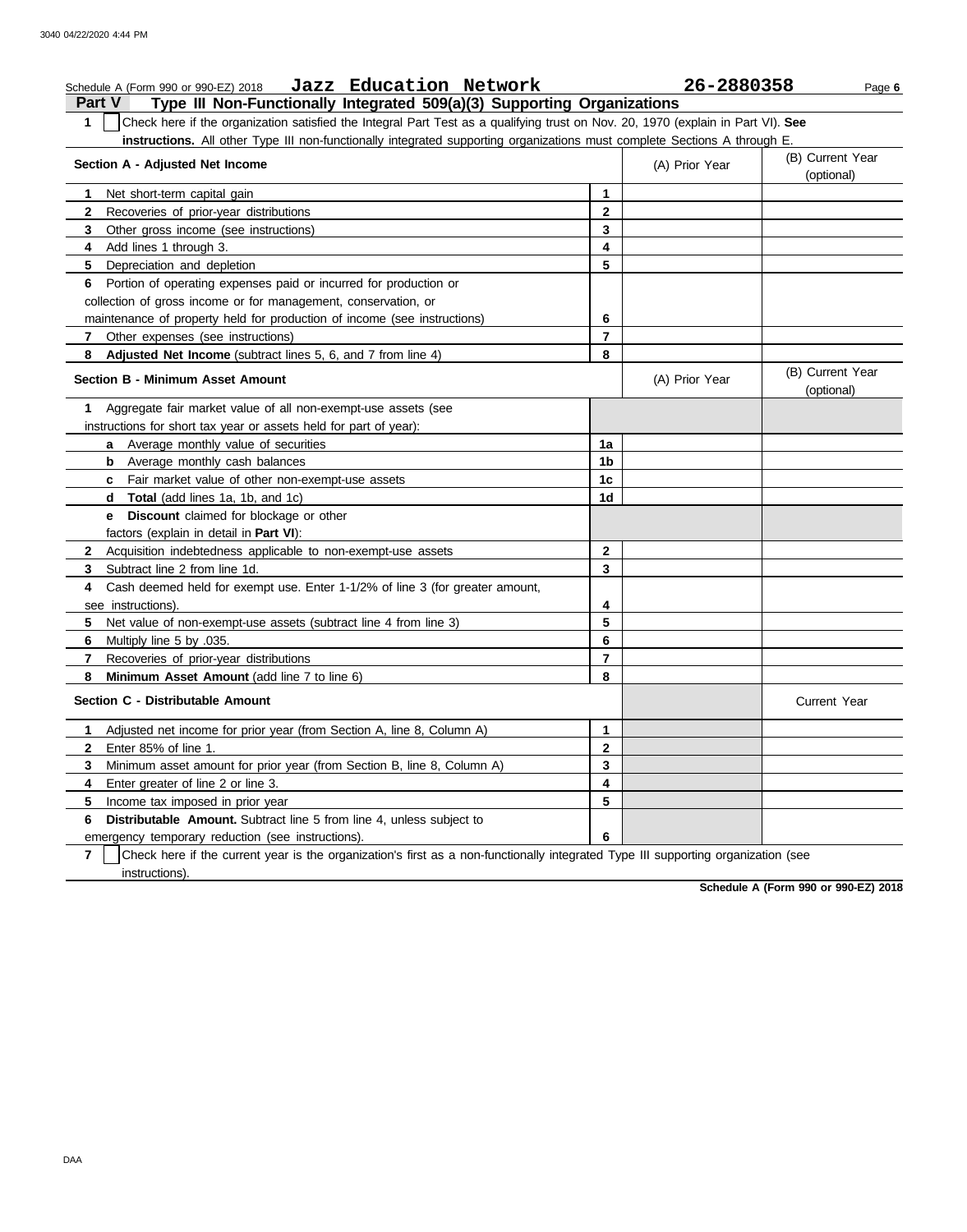Schedule A (Form 990 or 990-EZ) 2018 **Jazz Education Network** **26-2880358** Page **6**

## Part V Type III Non-Functionally Integrated 509(a)(3) Supporting Organizations

**1** ☐ Check here if the organization satisfied the Integral Part Test as a qualifying trust on Nov. 20, 1970 (explain in Part VI). **See instructions.** All other Type III non-functionally integrated supporting organizations must complete Sections A through E.

| Section A - Adjusted Net Income | | (A) Prior Year | (B) Current Year (optional) |
|---|---|---|---|
| **1** Net short-term capital gain | **1** | | |
| **2** Recoveries of prior-year distributions | **2** | | |
| **3** Other gross income (see instructions) | **3** | | |
| **4** Add lines 1 through 3. | **4** | | |
| **5** Depreciation and depletion | **5** | | |
| **6** Portion of operating expenses paid or incurred for production or collection of gross income or for management, conservation, or maintenance of property held for production of income (see instructions) | **6** | | |
| **7** Other expenses (see instructions) | **7** | | |
| **8** **Adjusted Net Income** (subtract lines 5, 6, and 7 from line 4) | **8** | | |

| Section B - Minimum Asset Amount | | (A) Prior Year | (B) Current Year (optional) |
|---|---|---|---|
| **1** Aggregate fair market value of all non-exempt-use assets (see instructions for short tax year or assets held for part of year): | | | |
| **a** Average monthly value of securities | **1a** | | |
| **b** Average monthly cash balances | **1b** | | |
| **c** Fair market value of other non-exempt-use assets | **1c** | | |
| **d** **Total** (add lines 1a, 1b, and 1c) | **1d** | | |
| **e** **Discount** claimed for blockage or other factors (explain in detail in **Part VI**): | | | |
| **2** Acquisition indebtedness applicable to non-exempt-use assets | **2** | | |
| **3** Subtract line 2 from line 1d. | **3** | | |
| **4** Cash deemed held for exempt use. Enter 1-1/2% of line 3 (for greater amount, see instructions). | **4** | | |
| **5** Net value of non-exempt-use assets (subtract line 4 from line 3) | **5** | | |
| **6** Multiply line 5 by .035. | **6** | | |
| **7** Recoveries of prior-year distributions | **7** | | |
| **8** **Minimum Asset Amount** (add line 7 to line 6) | **8** | | |

| Section C - Distributable Amount | | | Current Year |
|---|---|---|---|
| **1** Adjusted net income for prior year (from Section A, line 8, Column A) | **1** | | |
| **2** Enter 85% of line 1. | **2** | | |
| **3** Minimum asset amount for prior year (from Section B, line 8, Column A) | **3** | | |
| **4** Enter greater of line 2 or line 3. | **4** | | |
| **5** Income tax imposed in prior year | **5** | | |
| **6** **Distributable Amount.** Subtract line 5 from line 4, unless subject to emergency temporary reduction (see instructions). | **6** | | |

**7** ☐ Check here if the current year is the organization's first as a non-functionally integrated Type III supporting organization (see instructions).

**Schedule A (Form 990 or 990-EZ) 2018**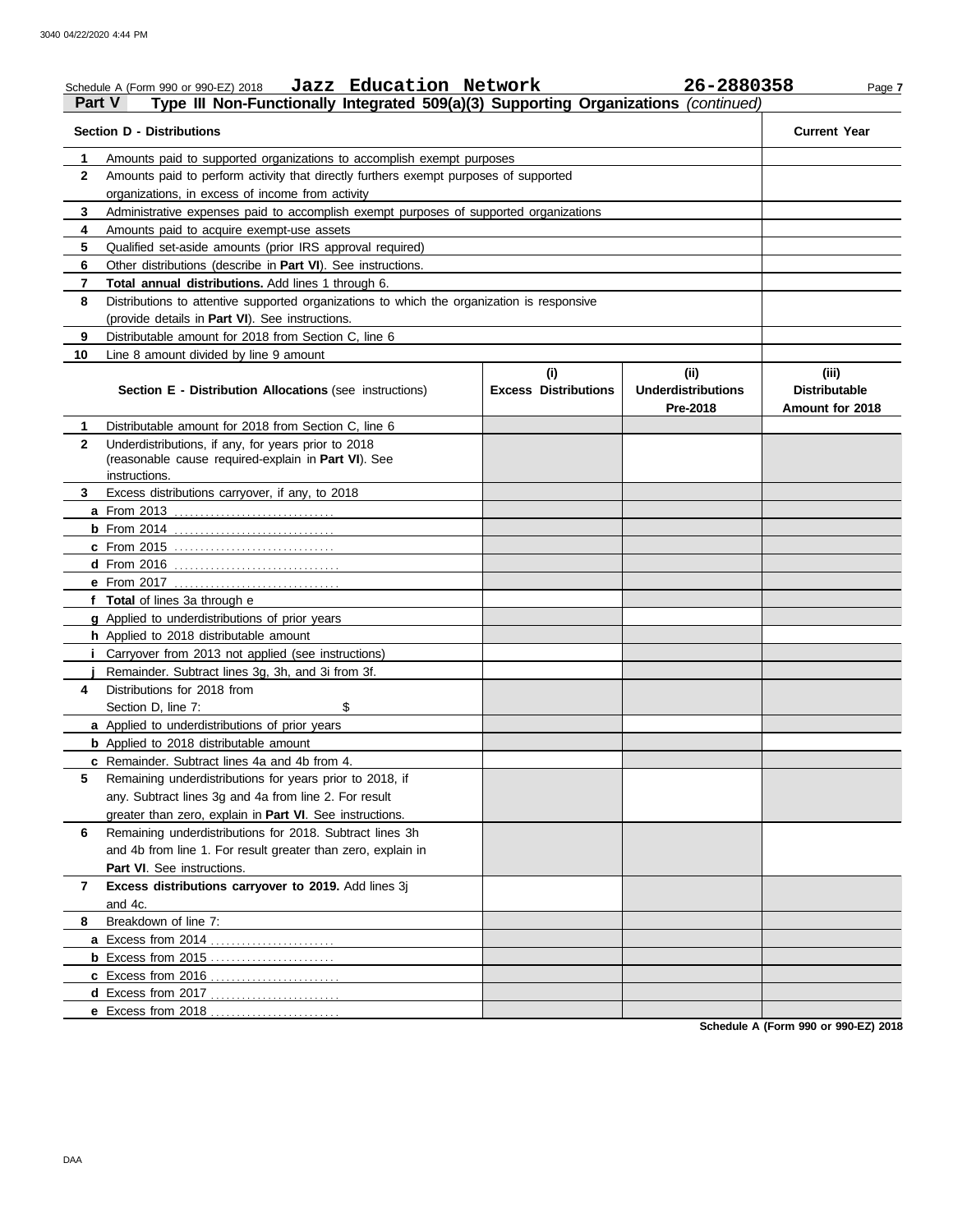Schedule A (Form 990 or 990-EZ) 2018 **Jazz Education Network** **26-2880358**

**Part V** **Type III Non-Functionally Integrated 509(a)(3) Supporting Organizations** *(continued)*

| | **Section D - Distributions** | **Current Year** |
|---|---|---|
| **1** | Amounts paid to supported organizations to accomplish exempt purposes | |
| **2** | Amounts paid to perform activity that directly furthers exempt purposes of supported organizations, in excess of income from activity | |
| **3** | Administrative expenses paid to accomplish exempt purposes of supported organizations | |
| **4** | Amounts paid to acquire exempt-use assets | |
| **5** | Qualified set-aside amounts (prior IRS approval required) | |
| **6** | Other distributions (describe in **Part VI**). See instructions. | |
| **7** | **Total annual distributions.** Add lines 1 through 6. | |
| **8** | Distributions to attentive supported organizations to which the organization is responsive (provide details in **Part VI**). See instructions. | |
| **9** | Distributable amount for 2018 from Section C, line 6 | |
| **10** | Line 8 amount divided by line 9 amount | |

| | **Section E - Distribution Allocations** (see instructions) | **(i) Excess Distributions** | **(ii) Underdistributions Pre-2018** | **(iii) Distributable Amount for 2018** |
|---|---|---|---|---|
| **1** | Distributable amount for 2018 from Section C, line 6 | | | |
| **2** | Underdistributions, if any, for years prior to 2018 (reasonable cause required-explain in **Part VI**). See instructions. | | | |
| **3** | Excess distributions carryover, if any, to 2018 | | | |
| **a** | From 2013 | | | |
| **b** | From 2014 | | | |
| **c** | From 2015 | | | |
| **d** | From 2016 | | | |
| **e** | From 2017 | | | |
| **f** | **Total** of lines 3a through e | | | |
| **g** | Applied to underdistributions of prior years | | | |
| **h** | Applied to 2018 distributable amount | | | |
| **i** | Carryover from 2013 not applied (see instructions) | | | |
| **j** | Remainder. Subtract lines 3g, 3h, and 3i from 3f. | | | |
| **4** | Distributions for 2018 from Section D, line 7: $ | | | |
| **a** | Applied to underdistributions of prior years | | | |
| **b** | Applied to 2018 distributable amount | | | |
| **c** | Remainder. Subtract lines 4a and 4b from 4. | | | |
| **5** | Remaining underdistributions for years prior to 2018, if any. Subtract lines 3g and 4a from line 2. For result greater than zero, explain in **Part VI**. See instructions. | | | |
| **6** | Remaining underdistributions for 2018. Subtract lines 3h and 4b from line 1. For result greater than zero, explain in **Part VI**. See instructions. | | | |
| **7** | **Excess distributions carryover to 2019.** Add lines 3j and 4c. | | | |
| **8** | Breakdown of line 7: | | | |
| **a** | Excess from 2014 | | | |
| **b** | Excess from 2015 | | | |
| **c** | Excess from 2016 | | | |
| **d** | Excess from 2017 | | | |
| **e** | Excess from 2018 | | | |

**Schedule A (Form 990 or 990-EZ) 2018**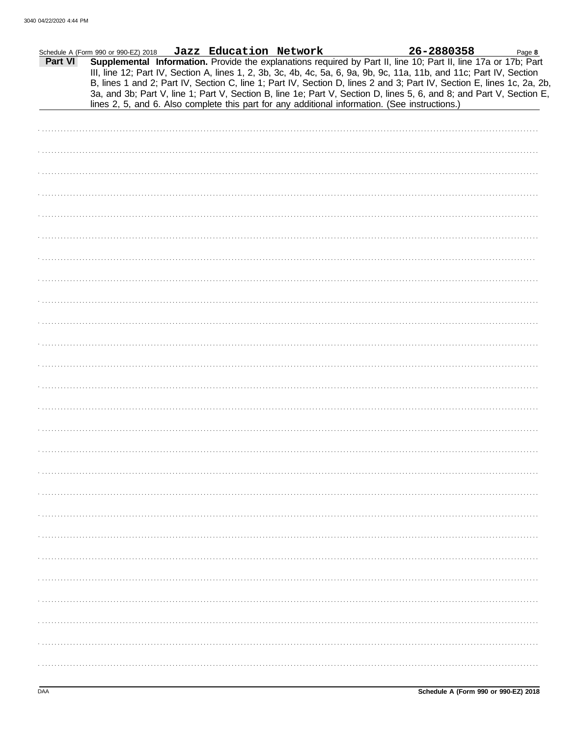Schedule A (Form 990 or 990-EZ) 2018 **Jazz Education Network** **26-2880358** Page **8**

**Part VI** **Supplemental Information.** Provide the explanations required by Part II, line 10; Part II, line 17a or 17b; Part III, line 12; Part IV, Section A, lines 1, 2, 3b, 3c, 4b, 4c, 5a, 6, 9a, 9b, 9c, 11a, 11b, and 11c; Part IV, Section B, lines 1 and 2; Part IV, Section C, line 1; Part IV, Section D, lines 2 and 3; Part IV, Section E, lines 1c, 2a, 2b, 3a, and 3b; Part V, line 1; Part V, Section B, line 1e; Part V, Section D, lines 5, 6, and 8; and Part V, Section E, lines 2, 5, and 6. Also complete this part for any additional information. (See instructions.)

DAA **Schedule A (Form 990 or 990-EZ) 2018**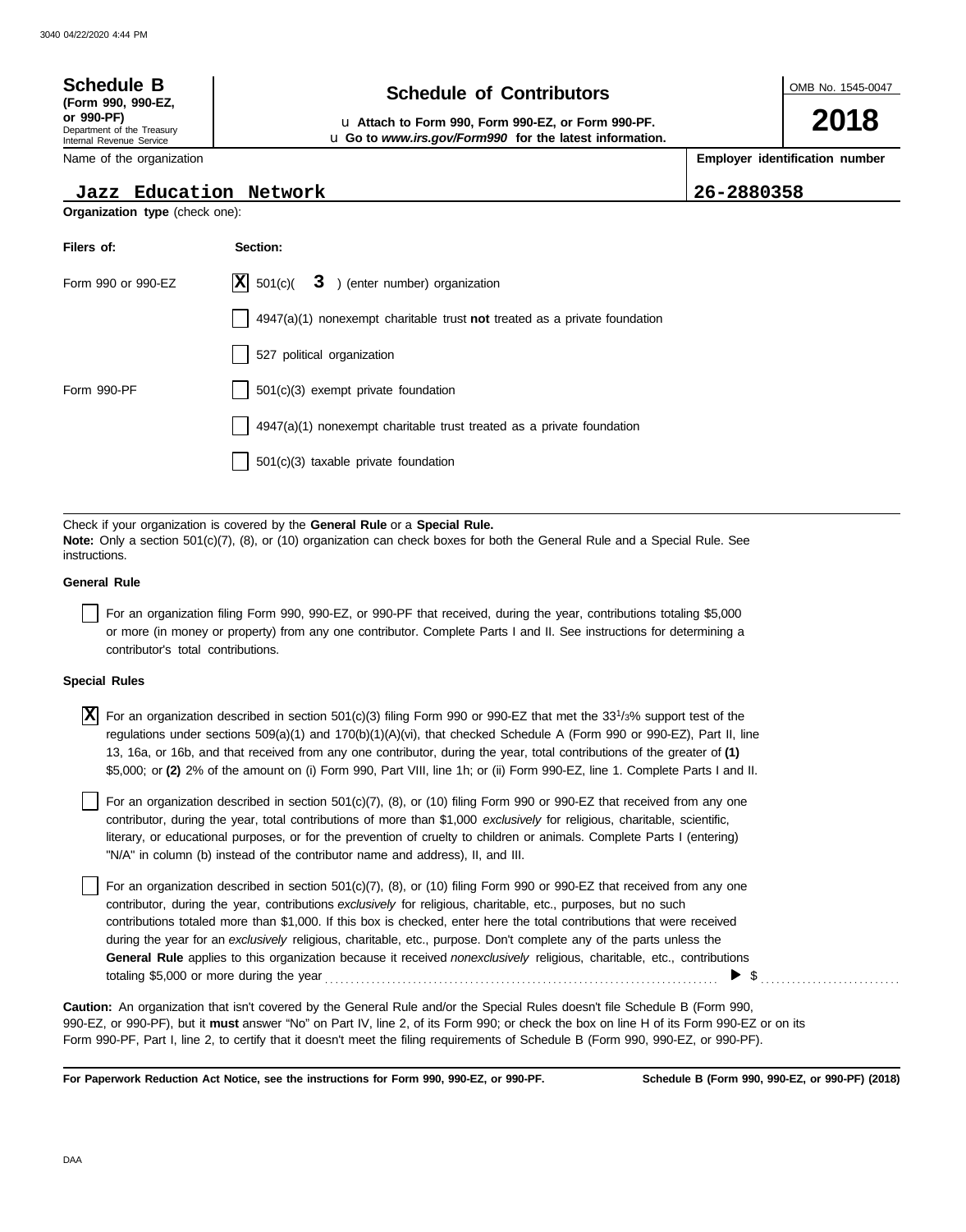**Schedule B** **(Form 990, 990-EZ, or 990-PF)**
Department of the Treasury
Internal Revenue Service

# Schedule of Contributors

u **Attach to Form 990, Form 990-EZ, or Form 990-PF.**
u **Go to *www.irs.gov/Form990* for the latest information.**

OMB No. 1545-0047

**2018**

| Name of the organization | Employer identification number |
|---|---|
| Jazz Education Network | 26-2880358 |

**Organization type** (check one):

| Filers of: | Section: |
|---|---|
| Form 990 or 990-EZ | [X] 501(c)( 3 ) (enter number) organization |
| | [ ] 4947(a)(1) nonexempt charitable trust **not** treated as a private foundation |
| | [ ] 527 political organization |
| Form 990-PF | [ ] 501(c)(3) exempt private foundation |
| | [ ] 4947(a)(1) nonexempt charitable trust treated as a private foundation |
| | [ ] 501(c)(3) taxable private foundation |

Check if your organization is covered by the **General Rule** or a **Special Rule.**
**Note:** Only a section 501(c)(7), (8), or (10) organization can check boxes for both the General Rule and a Special Rule. See instructions.

**General Rule**

[ ] For an organization filing Form 990, 990-EZ, or 990-PF that received, during the year, contributions totaling $5,000 or more (in money or property) from any one contributor. Complete Parts I and II. See instructions for determining a contributor's total contributions.

**Special Rules**

[X] For an organization described in section 501(c)(3) filing Form 990 or 990-EZ that met the 33 1/3% support test of the regulations under sections 509(a)(1) and 170(b)(1)(A)(vi), that checked Schedule A (Form 990 or 990-EZ), Part II, line 13, 16a, or 16b, and that received from any one contributor, during the year, total contributions of the greater of **(1)** $5,000; or **(2)** 2% of the amount on (i) Form 990, Part VIII, line 1h; or (ii) Form 990-EZ, line 1. Complete Parts I and II.

[ ] For an organization described in section 501(c)(7), (8), or (10) filing Form 990 or 990-EZ that received from any one contributor, during the year, total contributions of more than $1,000 *exclusively* for religious, charitable, scientific, literary, or educational purposes, or for the prevention of cruelty to children or animals. Complete Parts I (entering) "N/A" in column (b) instead of the contributor name and address), II, and III.

[ ] For an organization described in section 501(c)(7), (8), or (10) filing Form 990 or 990-EZ that received from any one contributor, during the year, contributions *exclusively* for religious, charitable, etc., purposes, but no such contributions totaled more than $1,000. If this box is checked, enter here the total contributions that were received during the year for an *exclusively* religious, charitable, etc., purpose. Don't complete any of the parts unless the **General Rule** applies to this organization because it received *nonexclusively* religious, charitable, etc., contributions totaling $5,000 or more during the year . . . . . . . . . . ▶ $ . . . . . . . .

**Caution:** An organization that isn't covered by the General Rule and/or the Special Rules doesn't file Schedule B (Form 990, 990-EZ, or 990-PF), but it **must** answer "No" on Part IV, line 2, of its Form 990; or check the box on line H of its Form 990-EZ or on its Form 990-PF, Part I, line 2, to certify that it doesn't meet the filing requirements of Schedule B (Form 990, 990-EZ, or 990-PF).

**For Paperwork Reduction Act Notice, see the instructions for Form 990, 990-EZ, or 990-PF.** **Schedule B (Form 990, 990-EZ, or 990-PF) (2018)**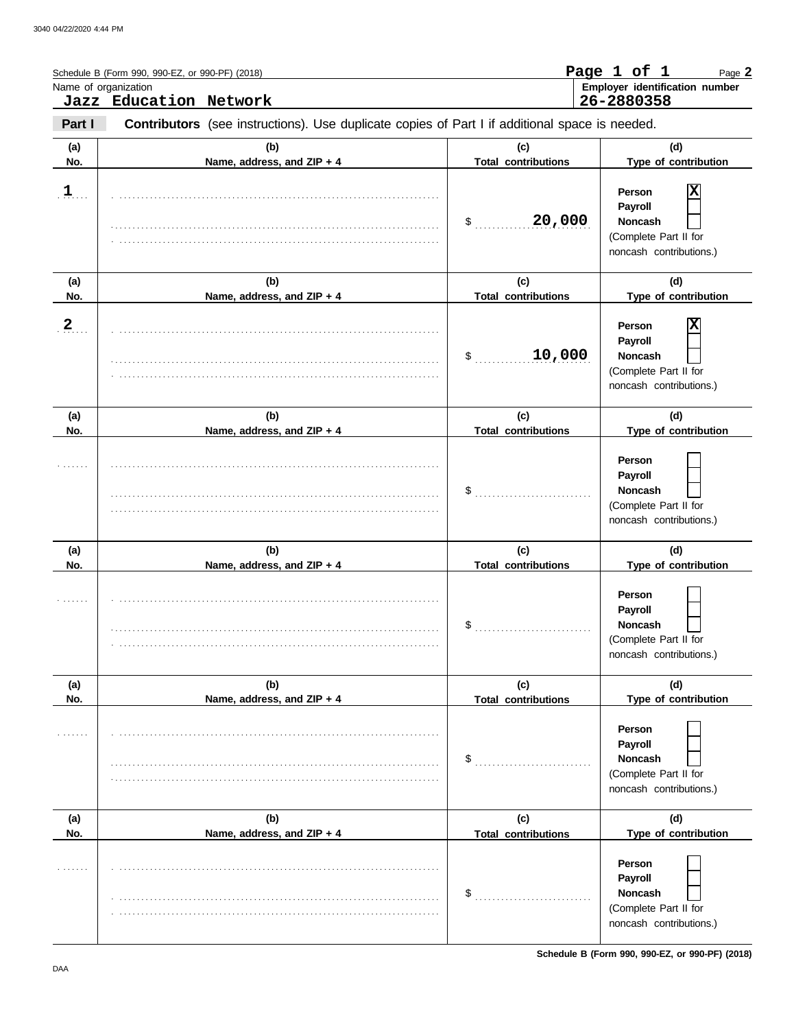Schedule B (Form 990, 990-EZ, or 990-PF) (2018)

Page 2

Name of organization: **Jazz Education Network**

Employer identification number: **26-2880358**

**Part I** **Contributors** (see instructions). Use duplicate copies of Part I if additional space is needed.

| (a) No. | (b) Name, address, and ZIP + 4 | (c) Total contributions | (d) Type of contribution |
|---|---|---|---|
| 1 | | $ 20,000 | Person [X] Payroll [ ] Noncash [ ] (Complete Part II for noncash contributions.) |
| 2 | | $ 10,000 | Person [X] Payroll [ ] Noncash [ ] (Complete Part II for noncash contributions.) |
| | | $ | Person [ ] Payroll [ ] Noncash [ ] (Complete Part II for noncash contributions.) |
| | | $ | Person [ ] Payroll [ ] Noncash [ ] (Complete Part II for noncash contributions.) |
| | | $ | Person [ ] Payroll [ ] Noncash [ ] (Complete Part II for noncash contributions.) |
| | | $ | Person [ ] Payroll [ ] Noncash [ ] (Complete Part II for noncash contributions.) |

Schedule B (Form 990, 990-EZ, or 990-PF) (2018)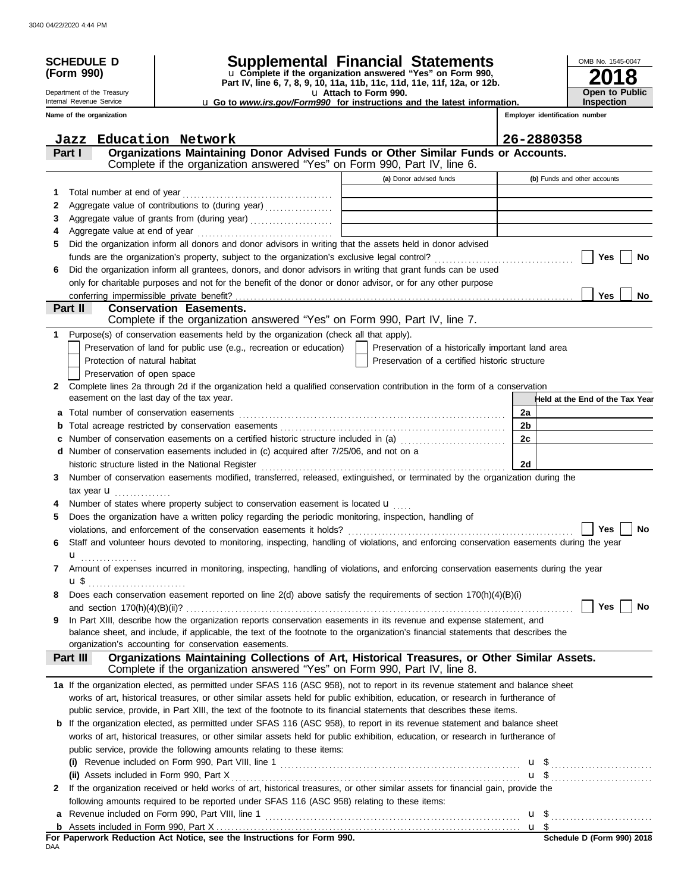**SCHEDULE D (Form 990)**

Department of the Treasury
Internal Revenue Service

# Supplemental Financial Statements

u Complete if the organization answered "Yes" on Form 990, Part IV, line 6, 7, 8, 9, 10, 11a, 11b, 11c, 11d, 11e, 11f, 12a, or 12b.
u Attach to Form 990.
u Go to *www.irs.gov/Form990* for instructions and the latest information.

OMB No. 1545-0047
**2018**
**Open to Public Inspection**

Name of the organization: **Jazz Education Network**
Employer identification number: **26-2880358**

## Part I — Organizations Maintaining Donor Advised Funds or Other Similar Funds or Accounts.
Complete if the organization answered "Yes" on Form 990, Part IV, line 6.

| | | (a) Donor advised funds | (b) Funds and other accounts |
|---|---|---|---|
| 1 | Total number at end of year | | |
| 2 | Aggregate value of contributions to (during year) | | |
| 3 | Aggregate value of grants from (during year) | | |
| 4 | Aggregate value at end of year | | |

5 Did the organization inform all donors and donor advisors in writing that the assets held in donor advised funds are the organization's property, subject to the organization's exclusive legal control? ☐ Yes ☐ No

6 Did the organization inform all grantees, donors, and donor advisors in writing that grant funds can be used only for charitable purposes and not for the benefit of the donor or donor advisor, or for any other purpose conferring impermissible private benefit? ☐ Yes ☐ No

## Part II — Conservation Easements.
Complete if the organization answered "Yes" on Form 990, Part IV, line 7.

1 Purpose(s) of conservation easements held by the organization (check all that apply).

- ☐ Preservation of land for public use (e.g., recreation or education)
- ☐ Protection of natural habitat
- ☐ Preservation of open space
- ☐ Preservation of a historically important land area
- ☐ Preservation of a certified historic structure

2 Complete lines 2a through 2d if the organization held a qualified conservation contribution in the form of a conservation easement on the last day of the tax year.

| | | | Held at the End of the Tax Year |
|---|---|---|---|
| a | Total number of conservation easements | 2a | |
| b | Total acreage restricted by conservation easements | 2b | |
| c | Number of conservation easements on a certified historic structure included in (a) | 2c | |
| d | Number of conservation easements included in (c) acquired after 7/25/06, and not on a historic structure listed in the National Register | 2d | |

3 Number of conservation easements modified, transferred, released, extinguished, or terminated by the organization during the tax year u

4 Number of states where property subject to conservation easement is located u

5 Does the organization have a written policy regarding the periodic monitoring, inspection, handling of violations, and enforcement of the conservation easements it holds? ☐ Yes ☐ No

6 Staff and volunteer hours devoted to monitoring, inspecting, handling of violations, and enforcing conservation easements during the year u

7 Amount of expenses incurred in monitoring, inspecting, handling of violations, and enforcing conservation easements during the year u $

8 Does each conservation easement reported on line 2(d) above satisfy the requirements of section 170(h)(4)(B)(i) and section 170(h)(4)(B)(ii)? ☐ Yes ☐ No

9 In Part XIII, describe how the organization reports conservation easements in its revenue and expense statement, and balance sheet, and include, if applicable, the text of the footnote to the organization's financial statements that describes the organization's accounting for conservation easements.

## Part III — Organizations Maintaining Collections of Art, Historical Treasures, or Other Similar Assets.
Complete if the organization answered "Yes" on Form 990, Part IV, line 8.

1a If the organization elected, as permitted under SFAS 116 (ASC 958), not to report in its revenue statement and balance sheet works of art, historical treasures, or other similar assets held for public exhibition, education, or research in furtherance of public service, provide, in Part XIII, the text of the footnote to its financial statements that describes these items.

b If the organization elected, as permitted under SFAS 116 (ASC 958), to report in its revenue statement and balance sheet works of art, historical treasures, or other similar assets held for public exhibition, education, or research in furtherance of public service, provide the following amounts relating to these items:

(i) Revenue included on Form 990, Part VIII, line 1 u $

(ii) Assets included in Form 990, Part X u $

2 If the organization received or held works of art, historical treasures, or other similar assets for financial gain, provide the following amounts required to be reported under SFAS 116 (ASC 958) relating to these items:

a Revenue included on Form 990, Part VIII, line 1 u $

b Assets included in Form 990, Part X u $

For Paperwork Reduction Act Notice, see the Instructions for Form 990.
DAA
Schedule D (Form 990) 2018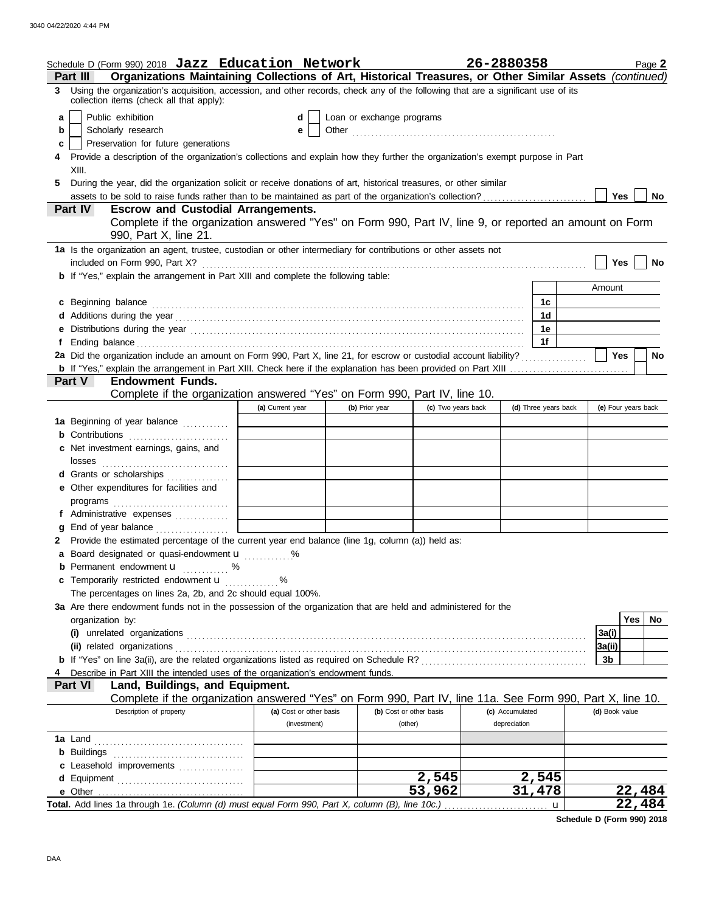Schedule D (Form 990) 2018 **Jazz Education Network** **26-2880358** Page **2**

**Part III** **Organizations Maintaining Collections of Art, Historical Treasures, or Other Similar Assets** *(continued)*

**3** Using the organization's acquisition, accession, and other records, check any of the following that are a significant use of its collection items (check all that apply):

- **a** ☐ Public exhibition
- **b** ☐ Scholarly research
- **c** ☐ Preservation for future generations
- **d** ☐ Loan or exchange programs
- **e** ☐ Other ............

**4** Provide a description of the organization's collections and explain how they further the organization's exempt purpose in Part XIII.

**5** During the year, did the organization solicit or receive donations of art, historical treasures, or other similar assets to be sold to raise funds rather than to be maintained as part of the organization's collection? ☐ **Yes** ☐ **No**

**Part IV** **Escrow and Custodial Arrangements.**

Complete if the organization answered "Yes" on Form 990, Part IV, line 9, or reported an amount on Form 990, Part X, line 21.

**1a** Is the organization an agent, trustee, custodian or other intermediary for contributions or other assets not included on Form 990, Part X? ☐ **Yes** ☐ **No**

**b** If "Yes," explain the arrangement in Part XIII and complete the following table:

| | | Amount |
|---|---|---|
| **c** Beginning balance | **1c** | |
| **d** Additions during the year | **1d** | |
| **e** Distributions during the year | **1e** | |
| **f** Ending balance | **1f** | |

**2a** Did the organization include an amount on Form 990, Part X, line 21, for escrow or custodial account liability? ☐ **Yes** ☐ **No**

**b** If "Yes," explain the arrangement in Part XIII. Check here if the explanation has been provided on Part XIII ☐

**Part V** **Endowment Funds.**

Complete if the organization answered "Yes" on Form 990, Part IV, line 10.

| | (a) Current year | (b) Prior year | (c) Two years back | (d) Three years back | (e) Four years back |
|---|---|---|---|---|---|
| **1a** Beginning of year balance | | | | | |
| **b** Contributions | | | | | |
| **c** Net investment earnings, gains, and losses | | | | | |
| **d** Grants or scholarships | | | | | |
| **e** Other expenditures for facilities and programs | | | | | |
| **f** Administrative expenses | | | | | |
| **g** End of year balance | | | | | |

**2** Provide the estimated percentage of the current year end balance (line 1g, column (a)) held as:

**a** Board designated or quasi-endowment ............ %

**b** Permanent endowment ............ %

**c** Temporarily restricted endowment ............ %

The percentages on lines 2a, 2b, and 2c should equal 100%.

**3a** Are there endowment funds not in the possession of the organization that are held and administered for the organization by:

| | | Yes | No |
|---|---|---|---|
| **(i)** unrelated organizations | **3a(i)** | | |
| **(ii)** related organizations | **3a(ii)** | | |
| **b** If "Yes" on line 3a(ii), are the related organizations listed as required on Schedule R? | **3b** | | |

**4** Describe in Part XIII the intended uses of the organization's endowment funds.

**Part VI** **Land, Buildings, and Equipment.**

Complete if the organization answered "Yes" on Form 990, Part IV, line 11a. See Form 990, Part X, line 10.

| Description of property | (a) Cost or other basis (investment) | (b) Cost or other basis (other) | (c) Accumulated depreciation | (d) Book value |
|---|---|---|---|---|
| **1a** Land | | | | |
| **b** Buildings | | | | |
| **c** Leasehold improvements | | | | |
| **d** Equipment | | 2,545 | 2,545 | |
| **e** Other | | 53,962 | 31,478 | 22,484 |
| **Total.** Add lines 1a through 1e. *(Column (d) must equal Form 990, Part X, column (B), line 10c.)* | | | | 22,484 |

**Schedule D (Form 990) 2018**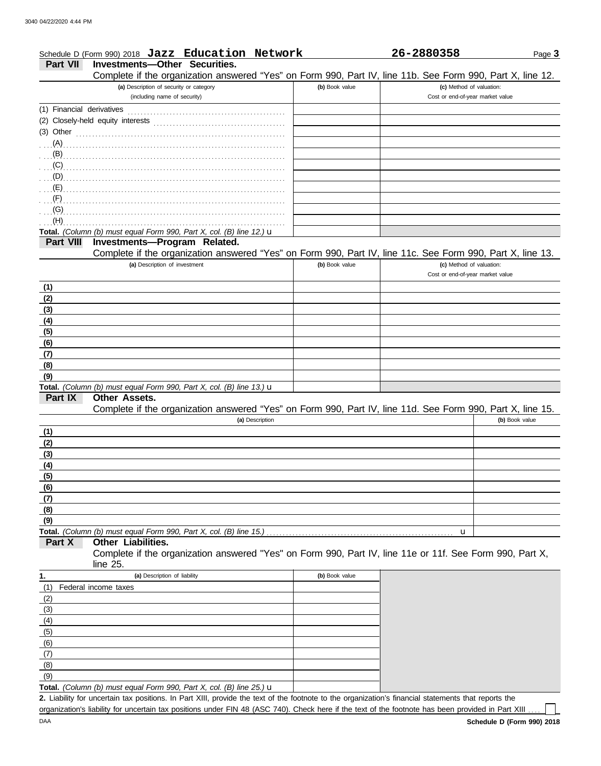Schedule D (Form 990) 2018 **Jazz Education Network** **26-2880358** Page **3**

## Part VII Investments—Other Securities.

Complete if the organization answered "Yes" on Form 990, Part IV, line 11b. See Form 990, Part X, line 12.

| (a) Description of security or category (including name of security) | (b) Book value | (c) Method of valuation: Cost or end-of-year market value |
|---|---|---|
| (1) Financial derivatives | | |
| (2) Closely-held equity interests | | |
| (3) Other | | |
| (A) | | |
| (B) | | |
| (C) | | |
| (D) | | |
| (E) | | |
| (F) | | |
| (G) | | |
| (H) | | |
| **Total.** *(Column (b) must equal Form 990, Part X, col. (B) line 12.)* u | | |

## Part VIII Investments—Program Related.

Complete if the organization answered "Yes" on Form 990, Part IV, line 11c. See Form 990, Part X, line 13.

| (a) Description of investment | (b) Book value | (c) Method of valuation: Cost or end-of-year market value |
|---|---|---|
| (1) | | |
| (2) | | |
| (3) | | |
| (4) | | |
| (5) | | |
| (6) | | |
| (7) | | |
| (8) | | |
| (9) | | |
| **Total.** *(Column (b) must equal Form 990, Part X, col. (B) line 13.)* u | | |

## Part IX Other Assets.

Complete if the organization answered "Yes" on Form 990, Part IV, line 11d. See Form 990, Part X, line 15.

| (a) Description | (b) Book value |
|---|---|
| (1) | |
| (2) | |
| (3) | |
| (4) | |
| (5) | |
| (6) | |
| (7) | |
| (8) | |
| (9) | |
| **Total.** *(Column (b) must equal Form 990, Part X, col. (B) line 15.)* u | |

## Part X Other Liabilities.

Complete if the organization answered "Yes" on Form 990, Part IV, line 11e or 11f. See Form 990, Part X, line 25.

| 1. (a) Description of liability | (b) Book value |
|---|---|
| (1) Federal income taxes | |
| (2) | |
| (3) | |
| (4) | |
| (5) | |
| (6) | |
| (7) | |
| (8) | |
| (9) | |
| **Total.** *(Column (b) must equal Form 990, Part X, col. (B) line 25.)* u | |

**2.** Liability for uncertain tax positions. In Part XIII, provide the text of the footnote to the organization's financial statements that reports the organization's liability for uncertain tax positions under FIN 48 (ASC 740). Check here if the text of the footnote has been provided in Part XIII ☐

DAA **Schedule D (Form 990) 2018**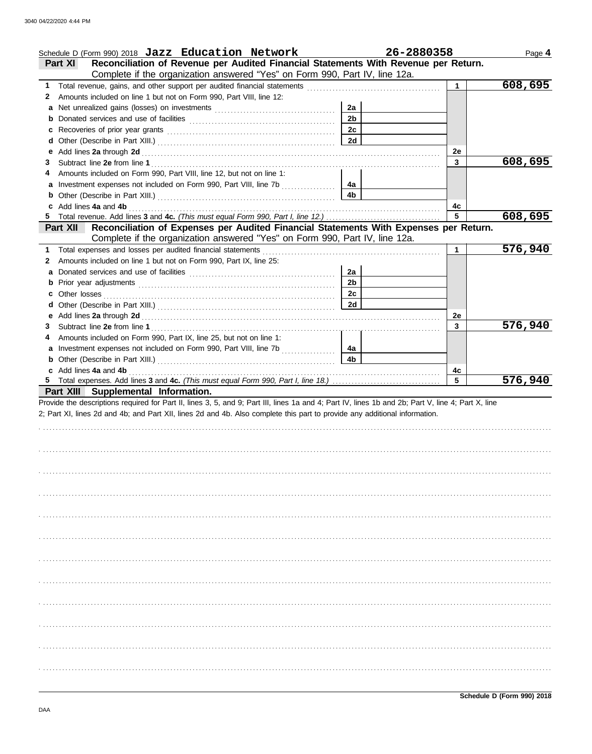Schedule D (Form 990) 2018 **Jazz Education Network** **26-2880358** Page **4**

## Part XI Reconciliation of Revenue per Audited Financial Statements With Revenue per Return.

Complete if the organization answered "Yes" on Form 990, Part IV, line 12a.

| | | | | | |
|---|---|---|---|---|---|
| **1** | Total revenue, gains, and other support per audited financial statements | | | 1 | 608,695 |
| **2** | Amounts included on line 1 but not on Form 990, Part VIII, line 12: | | | | |
| **a** | Net unrealized gains (losses) on investments | 2a | | | |
| **b** | Donated services and use of facilities | 2b | | | |
| **c** | Recoveries of prior year grants | 2c | | | |
| **d** | Other (Describe in Part XIII.) | 2d | | | |
| **e** | Add lines **2a** through **2d** | | | 2e | |
| **3** | Subtract line **2e** from line **1** | | | 3 | 608,695 |
| **4** | Amounts included on Form 990, Part VIII, line 12, but not on line 1: | | | | |
| **a** | Investment expenses not included on Form 990, Part VIII, line 7b | 4a | | | |
| **b** | Other (Describe in Part XIII.) | 4b | | | |
| **c** | Add lines **4a** and **4b** | | | 4c | |
| **5** | Total revenue. Add lines **3** and **4c.** *(This must equal Form 990, Part I, line 12.)* | | | 5 | 608,695 |

## Part XII Reconciliation of Expenses per Audited Financial Statements With Expenses per Return.

Complete if the organization answered "Yes" on Form 990, Part IV, line 12a.

| | | | | | |
|---|---|---|---|---|---|
| **1** | Total expenses and losses per audited financial statements | | | 1 | 576,940 |
| **2** | Amounts included on line 1 but not on Form 990, Part IX, line 25: | | | | |
| **a** | Donated services and use of facilities | 2a | | | |
| **b** | Prior year adjustments | 2b | | | |
| **c** | Other losses | 2c | | | |
| **d** | Other (Describe in Part XIII.) | 2d | | | |
| **e** | Add lines **2a** through **2d** | | | 2e | |
| **3** | Subtract line **2e** from line **1** | | | 3 | 576,940 |
| **4** | Amounts included on Form 990, Part IX, line 25, but not on line 1: | | | | |
| **a** | Investment expenses not included on Form 990, Part VIII, line 7b | 4a | | | |
| **b** | Other (Describe in Part XIII.) | 4b | | | |
| **c** | Add lines **4a** and **4b** | | | 4c | |
| **5** | Total expenses. Add lines **3** and **4c.** *(This must equal Form 990, Part I, line 18.)* | | | 5 | 576,940 |

## Part XIII Supplemental Information.

Provide the descriptions required for Part II, lines 3, 5, and 9; Part III, lines 1a and 4; Part IV, lines 1b and 2b; Part V, line 4; Part X, line 2; Part XI, lines 2d and 4b; and Part XII, lines 2d and 4b. Also complete this part to provide any additional information.

Schedule D (Form 990) 2018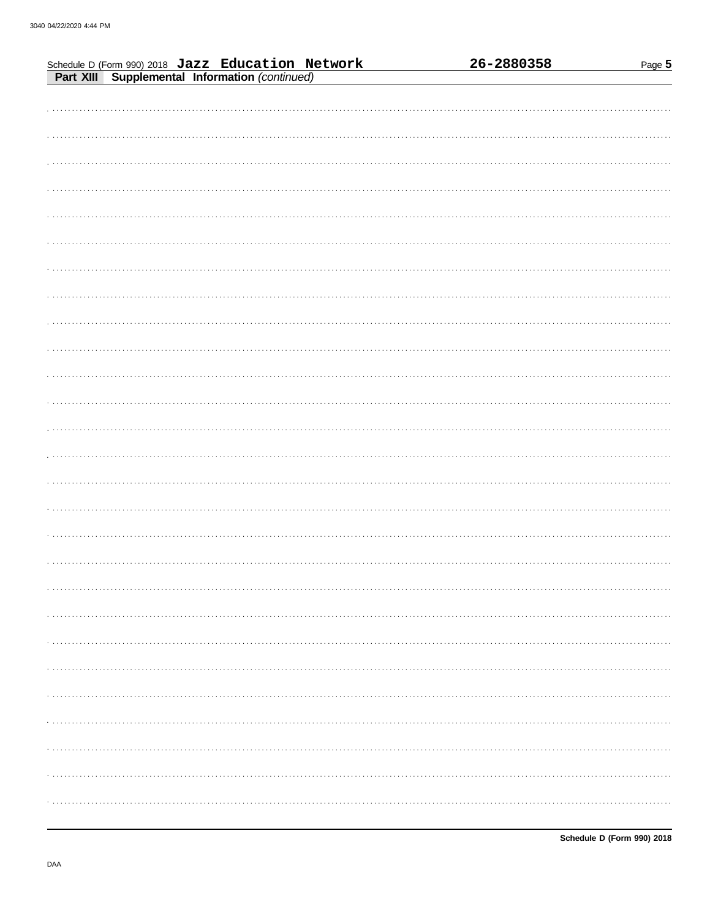Schedule D (Form 990) 2018 **Jazz Education Network** **26-2880358**

**Part XIII Supplemental Information** *(continued)*

DAA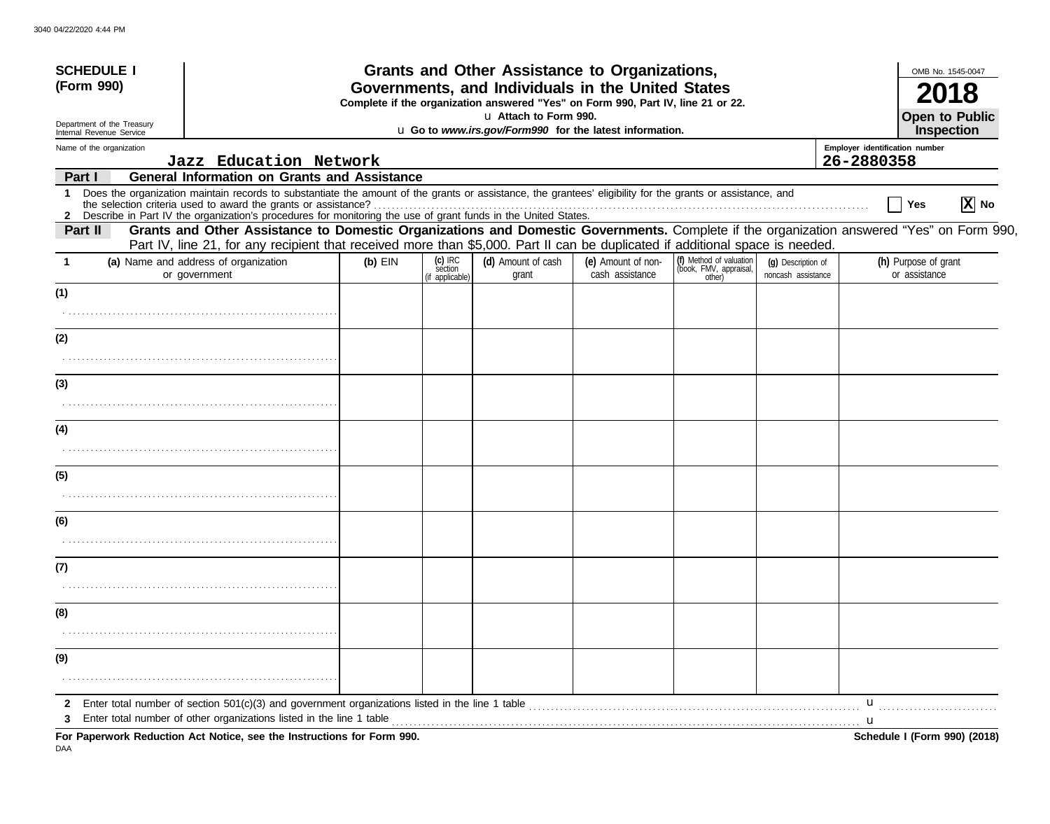**SCHEDULE I (Form 990)**

Department of the Treasury
Internal Revenue Service

# Grants and Other Assistance to Organizations, Governments, and Individuals in the United States

**Complete if the organization answered "Yes" on Form 990, Part IV, line 21 or 22.**

u **Attach to Form 990.**

u **Go to *www.irs.gov/Form990* for the latest information.**

OMB No. 1545-0047

**2018**

**Open to Public Inspection**

Name of the organization: Jazz Education Network

Employer identification number: 26-2880358

## Part I General Information on Grants and Assistance

1 Does the organization maintain records to substantiate the amount of the grants or assistance, the grantees' eligibility for the grants or assistance, and the selection criteria used to award the grants or assistance? ☐ Yes ☒ No

2 Describe in Part IV the organization's procedures for monitoring the use of grant funds in the United States.

## Part II Grants and Other Assistance to Domestic Organizations and Domestic Governments.

Complete if the organization answered "Yes" on Form 990, Part IV, line 21, for any recipient that received more than $5,000. Part II can be duplicated if additional space is needed.

| 1 (a) Name and address of organization or government | (b) EIN | (c) IRC section (if applicable) | (d) Amount of cash grant | (e) Amount of non-cash assistance | (f) Method of valuation (book, FMV, appraisal, other) | (g) Description of noncash assistance | (h) Purpose of grant or assistance |
|---|---|---|---|---|---|---|---|
| (1) | | | | | | | |
| (2) | | | | | | | |
| (3) | | | | | | | |
| (4) | | | | | | | |
| (5) | | | | | | | |
| (6) | | | | | | | |
| (7) | | | | | | | |
| (8) | | | | | | | |
| (9) | | | | | | | |

2 Enter total number of section 501(c)(3) and government organizations listed in the line 1 table u

3 Enter total number of other organizations listed in the line 1 table u

**For Paperwork Reduction Act Notice, see the Instructions for Form 990.**

**Schedule I (Form 990) (2018)**

DAA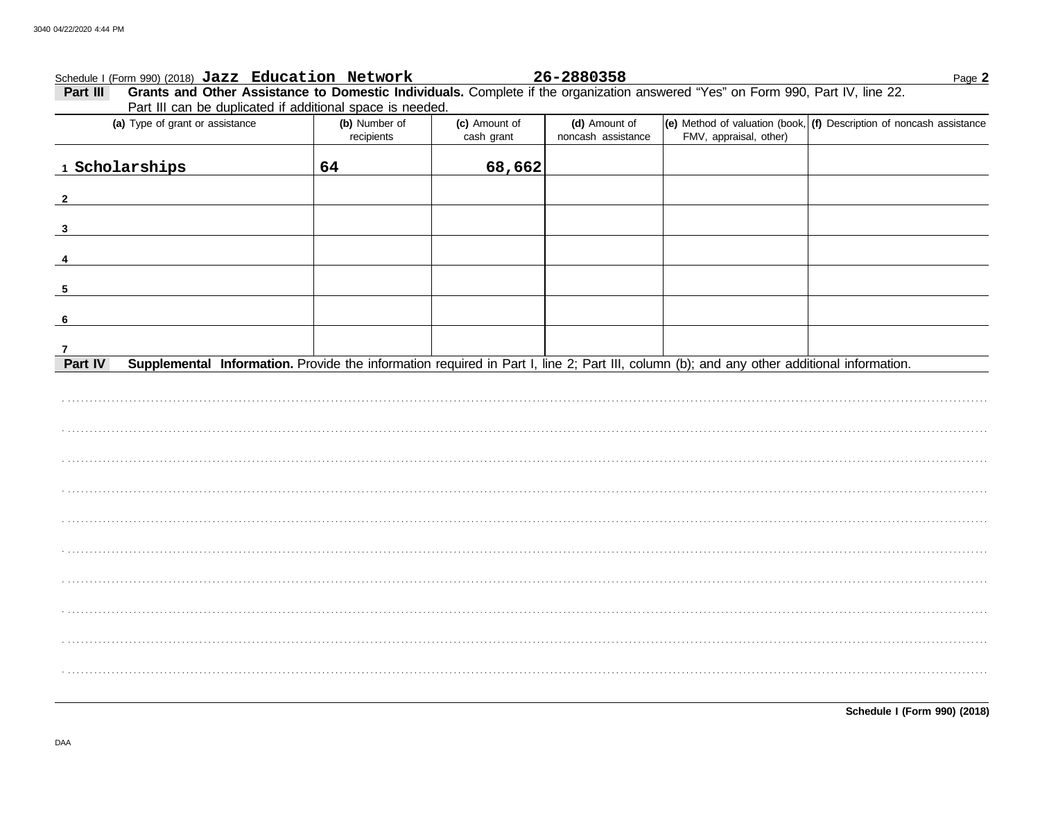Schedule I (Form 990) (2018) **Jazz Education Network** **26-2880358** Page **2**

**Part III** **Grants and Other Assistance to Domestic Individuals.** Complete if the organization answered "Yes" on Form 990, Part IV, line 22. Part III can be duplicated if additional space is needed.

| (a) Type of grant or assistance | (b) Number of recipients | (c) Amount of cash grant | (d) Amount of noncash assistance | (e) Method of valuation (book, FMV, appraisal, other) | (f) Description of noncash assistance |
|---|---|---|---|---|---|
| 1 Scholarships | 64 | 68,662 | | | |
| 2 | | | | | |
| 3 | | | | | |
| 4 | | | | | |
| 5 | | | | | |
| 6 | | | | | |
| 7 | | | | | |

**Part IV** **Supplemental Information.** Provide the information required in Part I, line 2; Part III, column (b); and any other additional information.

**Schedule I (Form 990) (2018)**

DAA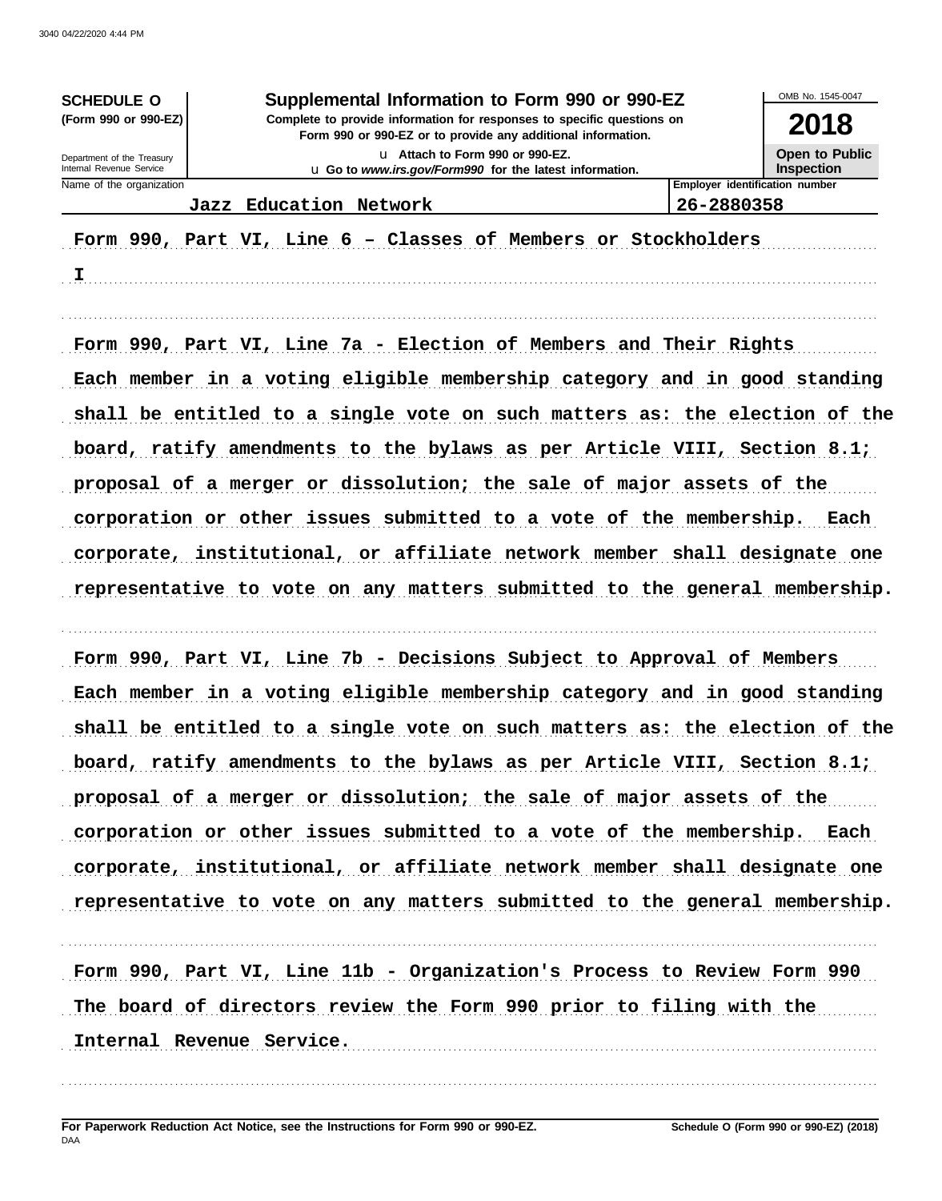**SCHEDULE O**
**(Form 990 or 990-EZ)**

Department of the Treasury
Internal Revenue Service

# Supplemental Information to Form 990 or 990-EZ

**Complete to provide information for responses to specific questions on Form 990 or 990-EZ or to provide any additional information.**

u **Attach to Form 990 or 990-EZ.**

u **Go to *www.irs.gov/Form990* for the latest information.**

OMB No. 1545-0047

**2018**

**Open to Public Inspection**

| Name of the organization | Employer identification number |
|---|---|
| Jazz Education Network | 26-2880358 |

Form 990, Part VI, Line 6 – Classes of Members or Stockholders

I

Form 990, Part VI, Line 7a - Election of Members and Their Rights

Each member in a voting eligible membership category and in good standing shall be entitled to a single vote on such matters as: the election of the board, ratify amendments to the bylaws as per Article VIII, Section 8.1; proposal of a merger or dissolution; the sale of major assets of the corporation or other issues submitted to a vote of the membership. Each corporate, institutional, or affiliate network member shall designate one representative to vote on any matters submitted to the general membership.

Form 990, Part VI, Line 7b - Decisions Subject to Approval of Members

Each member in a voting eligible membership category and in good standing shall be entitled to a single vote on such matters as: the election of the board, ratify amendments to the bylaws as per Article VIII, Section 8.1; proposal of a merger or dissolution; the sale of major assets of the corporation or other issues submitted to a vote of the membership. Each corporate, institutional, or affiliate network member shall designate one representative to vote on any matters submitted to the general membership.

Form 990, Part VI, Line 11b - Organization's Process to Review Form 990

The board of directors review the Form 990 prior to filing with the Internal Revenue Service.

**For Paperwork Reduction Act Notice, see the Instructions for Form 990 or 990-EZ.**
DAA

**Schedule O (Form 990 or 990-EZ) (2018)**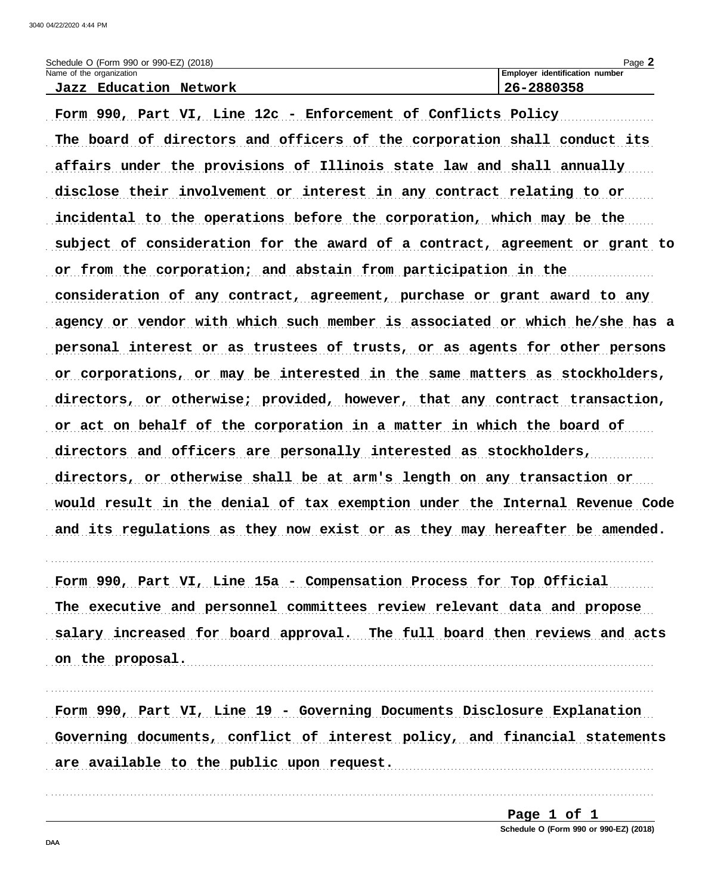Schedule O (Form 990 or 990-EZ) (2018)

| Name of the organization | Employer identification number |
| --- | --- |
| Jazz Education Network | 26-2880358 |

**Form 990, Part VI, Line 12c - Enforcement of Conflicts Policy**

The board of directors and officers of the corporation shall conduct its affairs under the provisions of Illinois state law and shall annually disclose their involvement or interest in any contract relating to or incidental to the operations before the corporation, which may be the subject of consideration for the award of a contract, agreement or grant to or from the corporation; and abstain from participation in the consideration of any contract, agreement, purchase or grant award to any agency or vendor with which such member is associated or which he/she has a personal interest or as trustees of trusts, or as agents for other persons or corporations, or may be interested in the same matters as stockholders, directors, or otherwise; provided, however, that any contract transaction, or act on behalf of the corporation in a matter in which the board of directors and officers are personally interested as stockholders, directors, or otherwise shall be at arm's length on any transaction or would result in the denial of tax exemption under the Internal Revenue Code and its regulations as they now exist or as they may hereafter be amended.

**Form 990, Part VI, Line 15a - Compensation Process for Top Official**

The executive and personnel committees review relevant data and propose salary increased for board approval. The full board then reviews and acts on the proposal.

**Form 990, Part VI, Line 19 - Governing Documents Disclosure Explanation**

Governing documents, conflict of interest policy, and financial statements are available to the public upon request.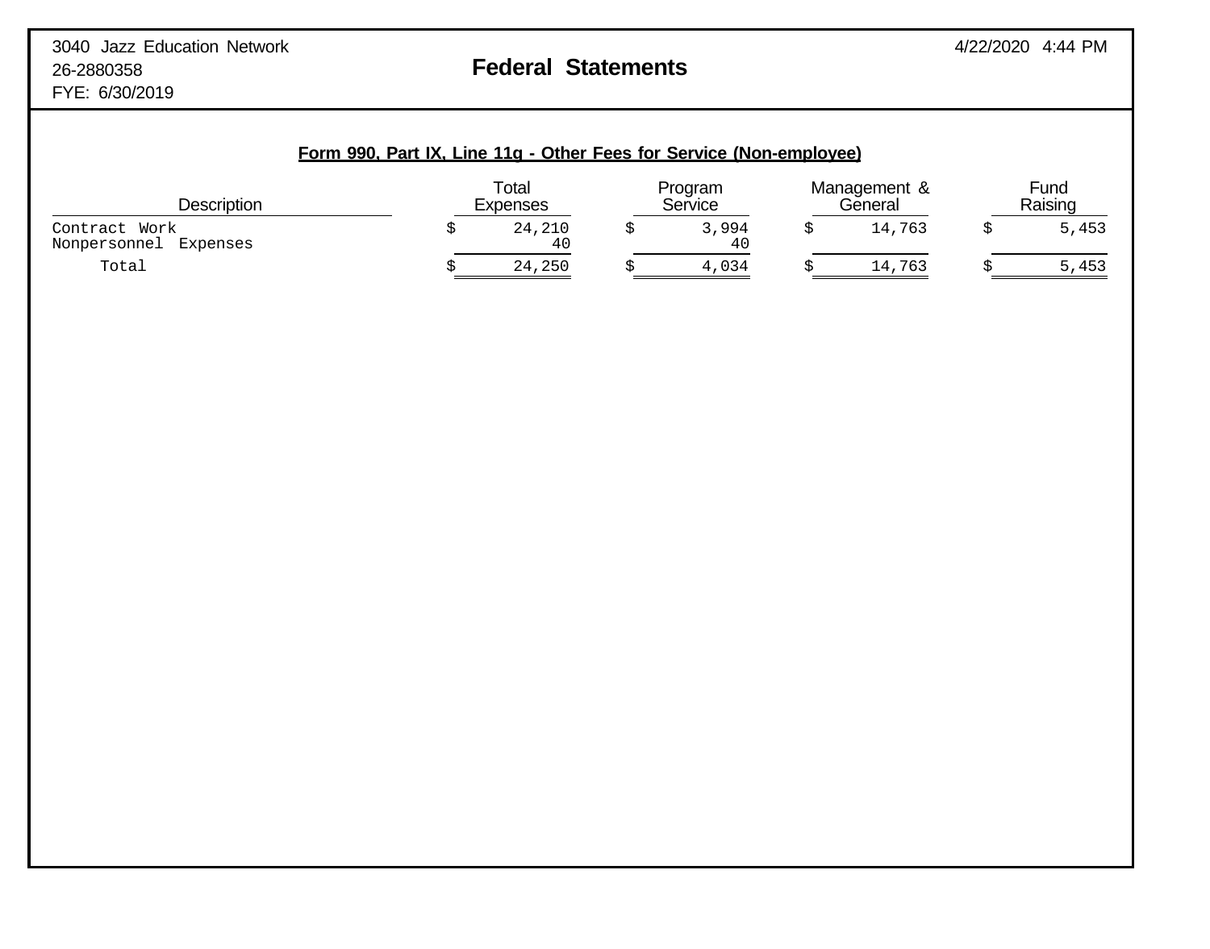3040 Jazz Education Network
26-2880358
FYE: 6/30/2019

# Federal Statements

4/22/2020 4:44 PM

### Form 990, Part IX, Line 11g - Other Fees for Service (Non-employee)

| Description | Total Expenses | Program Service | Management & General | Fund Raising |
|---|---|---|---|---|
| Contract Work | $ 24,210 | $ 3,994 | $ 14,763 | $ 5,453 |
| Nonpersonnel Expenses | 40 | 40 | | |
| Total | $ 24,250 | $ 4,034 | $ 14,763 | $ 5,453 |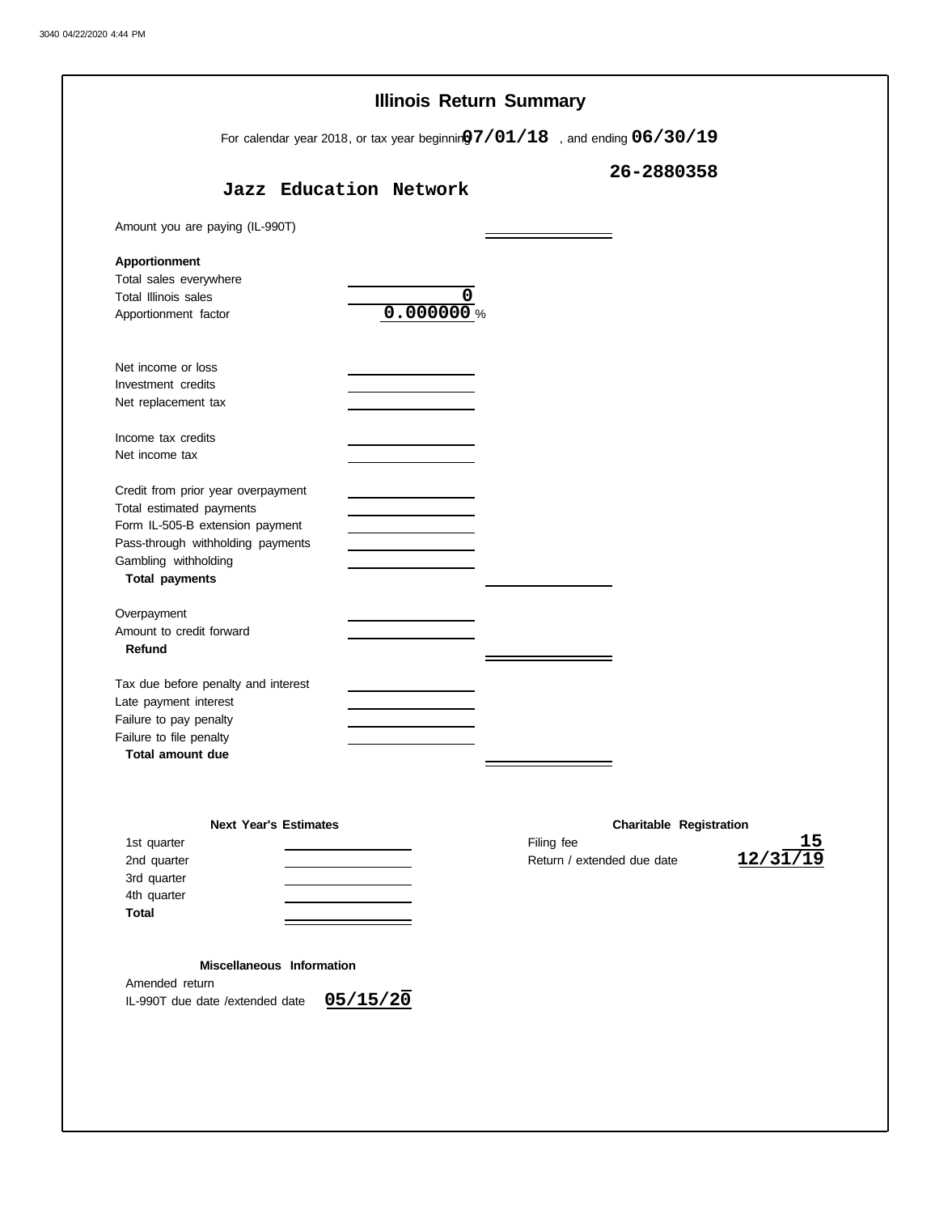# Illinois Return Summary

For calendar year 2018, or tax year beginning 07/01/18 , and ending 06/30/19

**Jazz Education Network** 26-2880358

| | | |
|---|---|---|
| Amount you are paying (IL-990T) | | |
| **Apportionment** | | |
| Total sales everywhere | | |
| Total Illinois sales | 0 | |
| Apportionment factor | 0.000000 % | |
| Net income or loss | | |
| Investment credits | | |
| Net replacement tax | | |
| Income tax credits | | |
| Net income tax | | |
| Credit from prior year overpayment | | |
| Total estimated payments | | |
| Form IL-505-B extension payment | | |
| Pass-through withholding payments | | |
| Gambling withholding | | |
| **Total payments** | | |
| Overpayment | | |
| Amount to credit forward | | |
| **Refund** | | |
| Tax due before penalty and interest | | |
| Late payment interest | | |
| Failure to pay penalty | | |
| Failure to file penalty | | |
| **Total amount due** | | |

**Next Year's Estimates**

| | |
|---|---|
| 1st quarter | |
| 2nd quarter | |
| 3rd quarter | |
| 4th quarter | |
| **Total** | |

**Charitable Registration**

| | |
|---|---|
| Filing fee | 15 |
| Return / extended due date | 12/31/19 |

**Miscellaneous Information**

| | |
|---|---|
| Amended return | |
| IL-990T due date /extended date | 05/15/20 |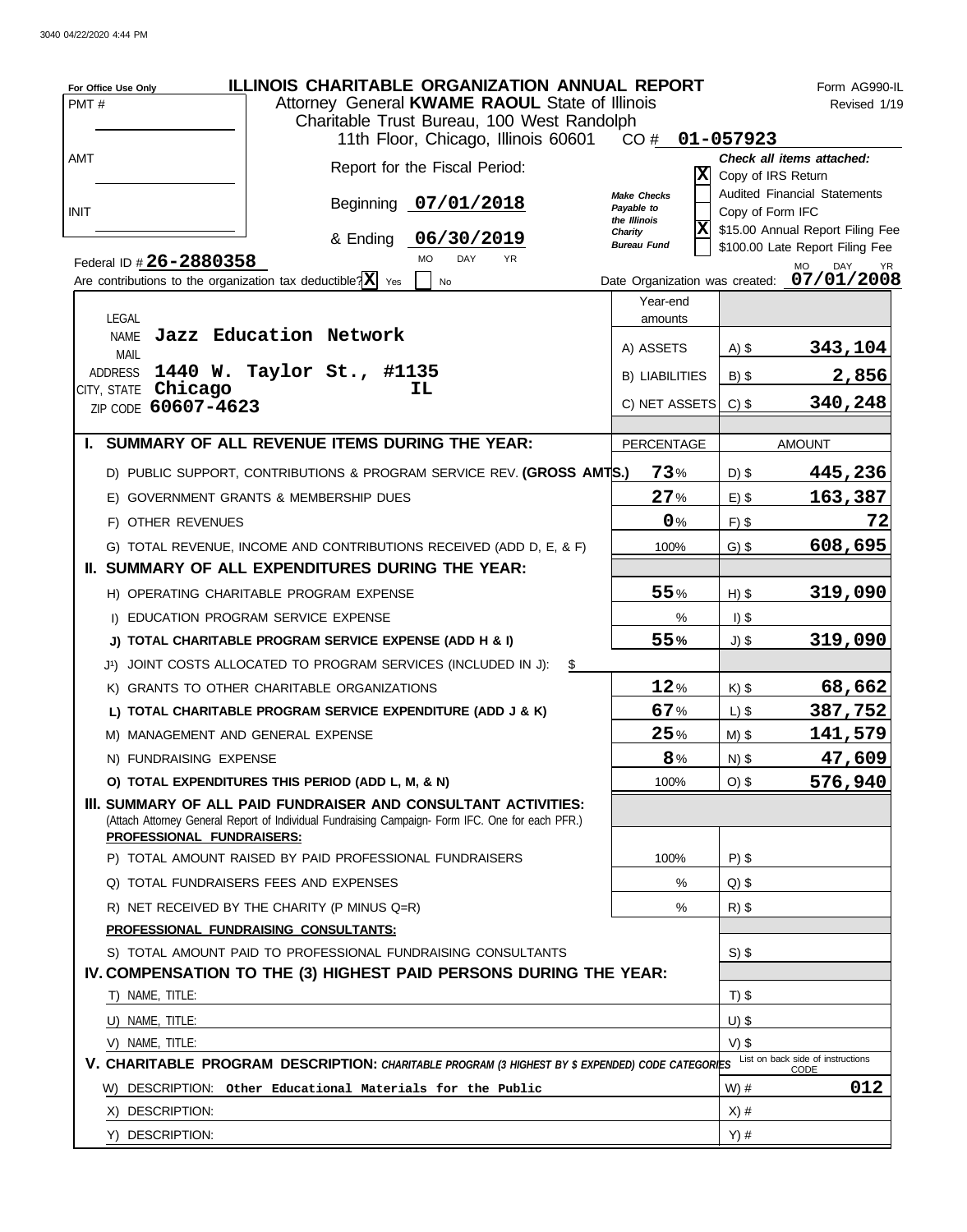3040 04/22/2020 4:44 PM

# ILLINOIS CHARITABLE ORGANIZATION ANNUAL REPORT

Form AG990-IL
Revised 1/19

Attorney General **KWAME RAOUL** State of Illinois
Charitable Trust Bureau, 100 West Randolph
11th Floor, Chicago, Illinois 60601

For Office Use Only
PMT #
AMT
INIT

CO # **01-057923**

Report for the Fiscal Period:

Beginning **07/01/2018**

& Ending **06/30/2019**

MO DAY YR

**Check all items attached:**

- [X] Copy of IRS Return
- [ ] Audited Financial Statements
- [ ] Copy of Form IFC
- [X] $15.00 Annual Report Filing Fee
- [ ] $100.00 Late Report Filing Fee

*Make Checks Payable to the Illinois Charity Bureau Fund*

Federal ID # **26-2880358**

Are contributions to the organization tax deductible? [X] Yes [ ] No

Date Organization was created: **07/01/2008**

LEGAL NAME **Jazz Education Network**
MAIL ADDRESS **1440 W. Taylor St., #1135**
CITY, STATE **Chicago IL**
ZIP CODE **60607-4623**

| Year-end amounts | | |
|---|---|---|
| A) ASSETS | A) $ | **343,104** |
| B) LIABILITIES | B) $ | **2,856** |
| C) NET ASSETS | C) $ | **340,248** |

| | PERCENTAGE | | AMOUNT |
|---|---|---|---|
| **I. SUMMARY OF ALL REVENUE ITEMS DURING THE YEAR:** | | | |
| D) PUBLIC SUPPORT, CONTRIBUTIONS & PROGRAM SERVICE REV. **(GROSS AMTS.)** | **73**% | D) $ | **445,236** |
| E) GOVERNMENT GRANTS & MEMBERSHIP DUES | **27**% | E) $ | **163,387** |
| F) OTHER REVENUES | **0**% | F) $ | **72** |
| G) TOTAL REVENUE, INCOME AND CONTRIBUTIONS RECEIVED (ADD D, E, & F) | 100% | G) $ | **608,695** |
| **II. SUMMARY OF ALL EXPENDITURES DURING THE YEAR:** | | | |
| H) OPERATING CHARITABLE PROGRAM EXPENSE | **55**% | H) $ | **319,090** |
| I) EDUCATION PROGRAM SERVICE EXPENSE | % | I) $ | |
| **J) TOTAL CHARITABLE PROGRAM SERVICE EXPENSE (ADD H & I)** | **55%** | J) $ | **319,090** |
| J[1]) JOINT COSTS ALLOCATED TO PROGRAM SERVICES (INCLUDED IN J): $ | | | |
| K) GRANTS TO OTHER CHARITABLE ORGANIZATIONS | **12**% | K) $ | **68,662** |
| **L) TOTAL CHARITABLE PROGRAM SERVICE EXPENDITURE (ADD J & K)** | **67**% | L) $ | **387,752** |
| M) MANAGEMENT AND GENERAL EXPENSE | **25**% | M) $ | **141,579** |
| N) FUNDRAISING EXPENSE | **8**% | N) $ | **47,609** |
| **O) TOTAL EXPENDITURES THIS PERIOD (ADD L, M, & N)** | 100% | O) $ | **576,940** |

## III. SUMMARY OF ALL PAID FUNDRAISER AND CONSULTANT ACTIVITIES:

(Attach Attorney General Report of Individual Fundraising Campaign- Form IFC. One for each PFR.)

| **PROFESSIONAL FUNDRAISERS:** | | | |
|---|---|---|---|
| P) TOTAL AMOUNT RAISED BY PAID PROFESSIONAL FUNDRAISERS | 100% | P) $ | |
| Q) TOTAL FUNDRAISERS FEES AND EXPENSES | % | Q) $ | |
| R) NET RECEIVED BY THE CHARITY (P MINUS Q=R) | % | R) $ | |
| **PROFESSIONAL FUNDRAISING CONSULTANTS:** | | | |
| S) TOTAL AMOUNT PAID TO PROFESSIONAL FUNDRAISING CONSULTANTS | | S) $ | |

## IV. COMPENSATION TO THE (3) HIGHEST PAID PERSONS DURING THE YEAR:

| | | |
|---|---|---|
| T) NAME, TITLE: | T) $ | |
| U) NAME, TITLE: | U) $ | |
| V) NAME, TITLE: | V) $ | |

## V. CHARITABLE PROGRAM DESCRIPTION: *CHARITABLE PROGRAM (3 HIGHEST BY $ EXPENDED) CODE CATEGORIES*

List on back side of instructions CODE

| | | |
|---|---|---|
| W) DESCRIPTION: **Other Educational Materials for the Public** | W) # | **012** |
| X) DESCRIPTION: | X) # | |
| Y) DESCRIPTION: | Y) # | |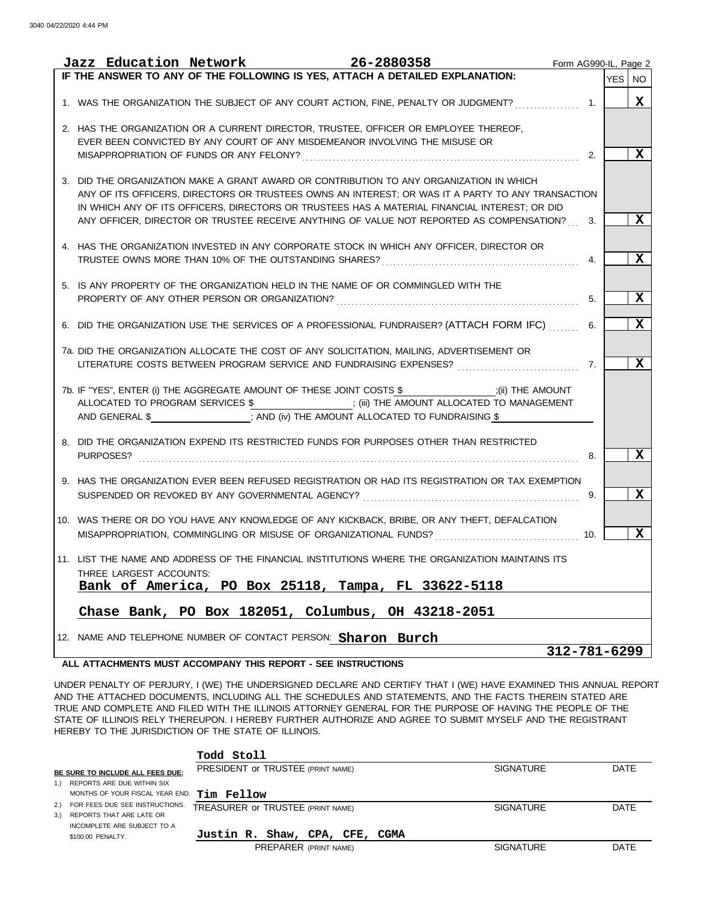Jazz Education Network 26-2880358 Form AG990-IL, Page 2

**IF THE ANSWER TO ANY OF THE FOLLOWING IS YES, ATTACH A DETAILED EXPLANATION:**

| | | YES | NO |
|---|---|---|---|
| 1. WAS THE ORGANIZATION THE SUBJECT OF ANY COURT ACTION, FINE, PENALTY OR JUDGMENT? | 1. | | X |
| 2. HAS THE ORGANIZATION OR A CURRENT DIRECTOR, TRUSTEE, OFFICER OR EMPLOYEE THEREOF, EVER BEEN CONVICTED BY ANY COURT OF ANY MISDEMEANOR INVOLVING THE MISUSE OR MISAPPROPRIATION OF FUNDS OR ANY FELONY? | 2. | | X |
| 3. DID THE ORGANIZATION MAKE A GRANT AWARD OR CONTRIBUTION TO ANY ORGANIZATION IN WHICH ANY OF ITS OFFICERS, DIRECTORS OR TRUSTEES OWNS AN INTEREST; OR WAS IT A PARTY TO ANY TRANSACTION IN WHICH ANY OF ITS OFFICERS, DIRECTORS OR TRUSTEES HAS A MATERIAL FINANCIAL INTEREST; OR DID ANY OFFICER, DIRECTOR OR TRUSTEE RECEIVE ANYTHING OF VALUE NOT REPORTED AS COMPENSATION? | 3. | | X |
| 4. HAS THE ORGANIZATION INVESTED IN ANY CORPORATE STOCK IN WHICH ANY OFFICER, DIRECTOR OR TRUSTEE OWNS MORE THAN 10% OF THE OUTSTANDING SHARES? | 4. | | X |
| 5. IS ANY PROPERTY OF THE ORGANIZATION HELD IN THE NAME OF OR COMMINGLED WITH THE PROPERTY OF ANY OTHER PERSON OR ORGANIZATION? | 5. | | X |
| 6. DID THE ORGANIZATION USE THE SERVICES OF A PROFESSIONAL FUNDRAISER? (ATTACH FORM IFC) | 6. | | X |
| 7a. DID THE ORGANIZATION ALLOCATE THE COST OF ANY SOLICITATION, MAILING, ADVERTISEMENT OR LITERATURE COSTS BETWEEN PROGRAM SERVICE AND FUNDRAISING EXPENSES? | 7. | | X |
| 7b. IF "YES", ENTER (i) THE AGGREGATE AMOUNT OF THESE JOINT COSTS $ ______ ;(ii) THE AMOUNT ALLOCATED TO PROGRAM SERVICES $ ______ ; (iii) THE AMOUNT ALLOCATED TO MANAGEMENT AND GENERAL $ ______ ; AND (iv) THE AMOUNT ALLOCATED TO FUNDRAISING $ ______ | | | |
| 8. DID THE ORGANIZATION EXPEND ITS RESTRICTED FUNDS FOR PURPOSES OTHER THAN RESTRICTED PURPOSES? | 8. | | X |
| 9. HAS THE ORGANIZATION EVER BEEN REFUSED REGISTRATION OR HAD ITS REGISTRATION OR TAX EXEMPTION SUSPENDED OR REVOKED BY ANY GOVERNMENTAL AGENCY? | 9. | | X |
| 10. WAS THERE OR DO YOU HAVE ANY KNOWLEDGE OF ANY KICKBACK, BRIBE, OR ANY THEFT, DEFALCATION MISAPPROPRIATION, COMMINGLING OR MISUSE OF ORGANIZATIONAL FUNDS? | 10. | | X |

11. LIST THE NAME AND ADDRESS OF THE FINANCIAL INSTITUTIONS WHERE THE ORGANIZATION MAINTAINS ITS THREE LARGEST ACCOUNTS:

**Bank of America, PO Box 25118, Tampa, FL 33622-5118**

**Chase Bank, PO Box 182051, Columbus, OH 43218-2051**

12. NAME AND TELEPHONE NUMBER OF CONTACT PERSON: **Sharon Burch** **312-781-6299**

**ALL ATTACHMENTS MUST ACCOMPANY THIS REPORT - SEE INSTRUCTIONS**

UNDER PENALTY OF PERJURY, I (WE) THE UNDERSIGNED DECLARE AND CERTIFY THAT I (WE) HAVE EXAMINED THIS ANNUAL REPORT AND THE ATTACHED DOCUMENTS, INCLUDING ALL THE SCHEDULES AND STATEMENTS, AND THE FACTS THEREIN STATED ARE TRUE AND COMPLETE AND FILED WITH THE ILLINOIS ATTORNEY GENERAL FOR THE PURPOSE OF HAVING THE PEOPLE OF THE STATE OF ILLINOIS RELY THEREUPON. I HEREBY FURTHER AUTHORIZE AND AGREE TO SUBMIT MYSELF AND THE REGISTRANT HEREBY TO THE JURISDICTION OF THE STATE OF ILLINOIS.

**BE SURE TO INCLUDE ALL FEES DUE:**
1.) REPORTS ARE DUE WITHIN SIX MONTHS OF YOUR FISCAL YEAR END.
2.) FOR FEES DUE SEE INSTRUCTIONS.
3.) REPORTS THAT ARE LATE OR INCOMPLETE ARE SUBJECT TO A $100.00 PENALTY.

| | | |
|---|---|---|
| **Todd Stoll** | | |
| PRESIDENT or TRUSTEE (PRINT NAME) | SIGNATURE | DATE |
| **Tim Fellow** | | |
| TREASURER or TRUSTEE (PRINT NAME) | SIGNATURE | DATE |
| **Justin R. Shaw, CPA, CFE, CGMA** | | |
| PREPARER (PRINT NAME) | SIGNATURE | DATE |